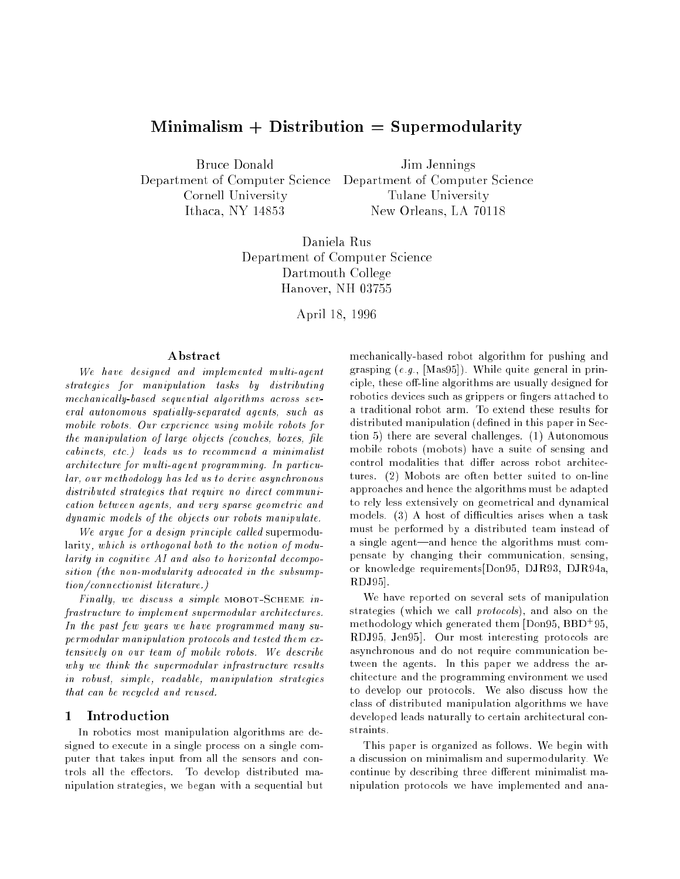# Minimalism + Distribution = Supermodularity

Bruce Donald
Department of Computer Science
Cornell University
Ithaca, NY 14853

Jim Jennings
Department of Computer Science
Tulane University
New Orleans, LA 70118

Daniela Rus
Department of Computer Science
Dartmouth College
Hanover, NH 03755

April 18, 1996

## Abstract

*We have designed and implemented multi-agent strategies for manipulation tasks by distributing mechanically-based sequential algorithms across several autonomous spatially-separated agents, such as mobile robots. Our experience using mobile robots for the manipulation of large objects (couches, boxes, file cabinets, etc.) leads us to recommend a minimalist architecture for multi-agent programming. In particular, our methodology has led us to derive asynchronous distributed strategies that require no direct communication between agents, and very sparse geometric and dynamic models of the objects our robots manipulate.*

*We argue for a design principle called* supermodularity*, which is orthogonal both to the notion of modularity in cognitive AI and also to horizontal decomposition (the non-modularity advocated in the subsumption/connectionist literature.)*

*Finally, we discuss a simple* MOBOT-SCHEME *infrastructure to implement supermodular architectures. In the past few years we have programmed many supermodular manipulation protocols and tested them extensively on our team of mobile robots. We describe why we think the supermodular infrastructure results in robust, simple, readable, manipulation strategies that can be recycled and reused.*

## 1 Introduction

In robotics most manipulation algorithms are designed to execute in a single process on a single computer that takes input from all the sensors and controls all the effectors. To develop distributed manipulation strategies, we began with a sequential but mechanically-based robot algorithm for pushing and grasping (*e.g.*, [Mas95]). While quite general in principle, these off-line algorithms are usually designed for robotics devices such as grippers or fingers attached to a traditional robot arm. To extend these results for distributed manipulation (defined in this paper in Section 5) there are several challenges. (1) Autonomous mobile robots (mobots) have a suite of sensing and control modalities that differ across robot architectures. (2) Mobots are often better suited to on-line approaches and hence the algorithms must be adapted to rely less extensively on geometrical and dynamical models. (3) A host of difficulties arises when a task must be performed by a distributed team instead of a single agent—and hence the algorithms must compensate by changing their communication, sensing, or knowledge requirements[Don95, DJR93, DJR94a, RDJ95].

We have reported on several sets of manipulation strategies (which we call *protocols*), and also on the methodology which generated them [Don95, BBD+95, RDJ95, Jen95]. Our most interesting protocols are asynchronous and do not require communication between the agents. In this paper we address the architecture and the programming environment we used to develop our protocols. We also discuss how the class of distributed manipulation algorithms we have developed leads naturally to certain architectural constraints.

This paper is organized as follows. We begin with a discussion on minimalism and supermodularity. We continue by describing three different minimalist manipulation protocols we have implemented and ana-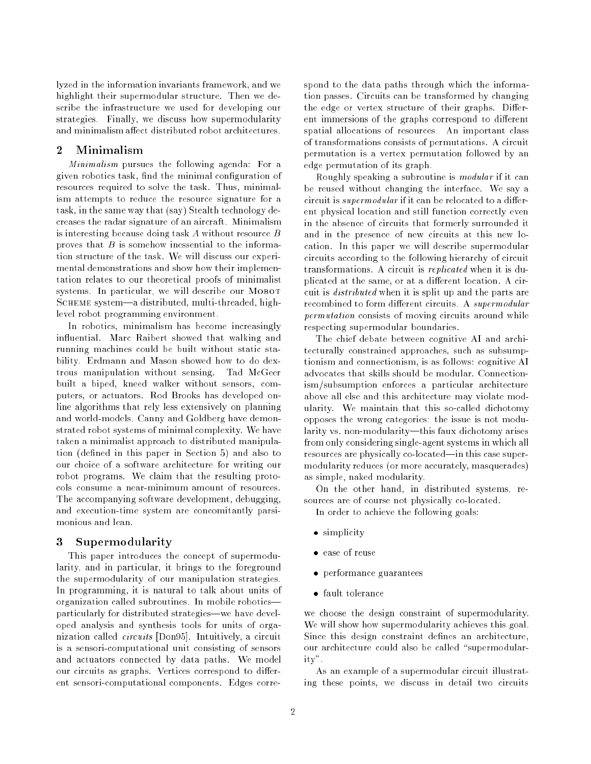lyzed in the information invariants framework, and we highlight their supermodular structure. Then we describe the infrastructure we used for developing our strategies. Finally, we discuss how supermodularity and minimalism affect distributed robot architectures.

## 2 Minimalism

*Minimalism* pursues the following agenda: For a given robotics task, find the minimal configuration of resources required to solve the task. Thus, minimalism attempts to reduce the resource signature for a task, in the same way that (say) Stealth technology decreases the radar signature of an aircraft. Minimalism is interesting because doing task $A$ without resource $B$ proves that $B$ is somehow inessential to the information structure of the task. We will discuss our experimental demonstrations and show how their implementation relates to our theoretical proofs of minimalist systems. In particular, we will describe our MOBOT SCHEME system—a distributed, multi-threaded, high-level robot programming environment.

In robotics, minimalism has become increasingly influential. Marc Raibert showed that walking and running machines could be built without static stability. Erdmann and Mason showed how to do dextrous manipulation without sensing. Tad McGeer built a biped, kneed walker without sensors, computers, or actuators. Rod Brooks has developed online algorithms that rely less extensively on planning and world-models. Canny and Goldberg have demonstrated robot systems of minimal complexity. We have taken a minimalist approach to distributed manipulation (defined in this paper in Section 5) and also to our choice of a software architecture for writing our robot programs. We claim that the resulting protocols consume a near-minimum amount of resources. The accompanying software development, debugging, and execution-time system are concomitantly parsimonious and lean.

## 3 Supermodularity

This paper introduces the concept of supermodularity, and in particular, it brings to the foreground the supermodularity of our manipulation strategies. In programming, it is natural to talk about units of organization called subroutines. In mobile robotics—particularly for distributed strategies—we have developed analysis and synthesis tools for units of organization called *circuits* [Don95]. Intuitively, a circuit is a sensori-computational unit consisting of sensors and actuators connected by data paths. We model our circuits as graphs. Vertices correspond to different sensori-computational components. Edges correspond to the data paths through which the information passes. Circuits can be transformed by changing the edge or vertex structure of their graphs. Different immersions of the graphs correspond to different spatial allocations of resources. An important class of transformations consists of permutations. A circuit permutation is a vertex permutation followed by an edge permutation of its graph.

Roughly speaking a subroutine is *modular* if it can be reused without changing the interface. We say a circuit is *supermodular* if it can be relocated to a different physical location and still function correctly even in the absence of circuits that formerly surrounded it and in the presence of new circuits at this new location. In this paper we will describe supermodular circuits according to the following hierarchy of circuit transformations. A circuit is *replicated* when it is duplicated at the same, or at a different location. A circuit is *distributed* when it is split up and the parts are recombined to form different circuits. A *supermodular permutation* consists of moving circuits around while respecting supermodular boundaries.

The chief debate between cognitive AI and architecturally constrained approaches, such as subsumptionism and connectionism, is as follows: cognitive AI advocates that skills should be modular. Connectionism/subsumption enforces a particular architecture above all else and this architecture may violate modularity. We maintain that this so-called dichotomy opposes the wrong categories: the issue is not modularity vs. non-modularity—this faux dichotomy arises from only considering single-agent systems in which all resources are physically co-located—in this case supermodularity reduces (or more accurately, masquerades) as simple, naked modularity.

On the other hand, in distributed systems, resources are of course not physically co-located.

In order to achieve the following goals:

- simplicity
- ease of reuse
- performance guarantees
- fault tolerance

we choose the design constraint of supermodularity. We will show how supermodularity achieves this goal. Since this design constraint defines an architecture, our architecture could also be called "supermodularity".

As an example of a supermodular circuit illustrating these points, we discuss in detail two circuits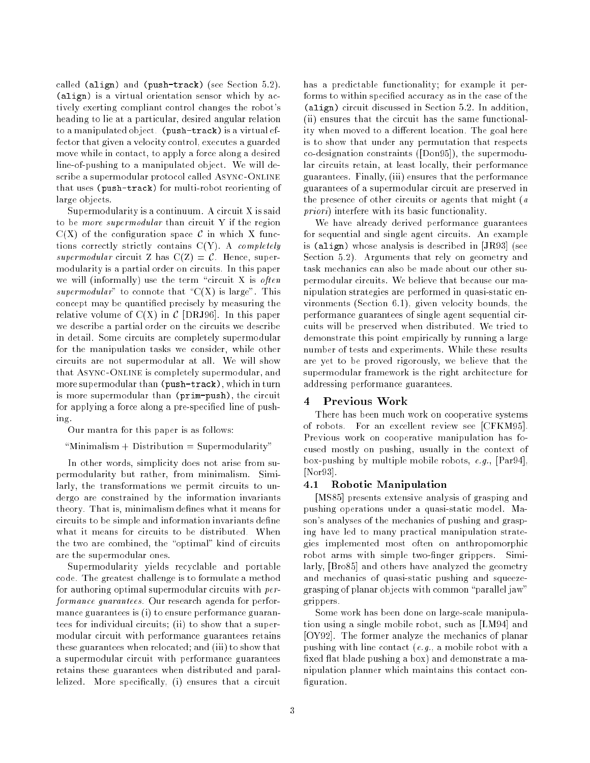called `(align)` and `(push-track)` (see Section 5.2). `(align)` is a virtual orientation sensor which by actively exerting compliant control changes the robot's heading to lie at a particular, desired angular relation to a manipulated object. `(push-track)` is a virtual effector that given a velocity control, executes a guarded move while in contact, to apply a force along a desired line-of-pushing to a manipulated object. We will describe a supermodular protocol called ASYNC-ONLINE that uses `(push-track)` for multi-robot reorienting of large objects.

Supermodularity is a continuum. A circuit X is said to be *more supermodular* than circuit Y if the region C(X) of the configuration space $\mathcal{C}$ in which X functions correctly strictly contains C(Y). A *completely supermodular* circuit Z has C(Z) = $\mathcal{C}$. Hence, supermodularity is a partial order on circuits. In this paper we will (informally) use the term "circuit X is *often supermodular*" to connote that "C(X) is large". This concept may be quantified precisely by measuring the relative volume of C(X) in $\mathcal{C}$ [DRJ96]. In this paper we describe a partial order on the circuits we describe in detail. Some circuits are completely supermodular for the manipulation tasks we consider, while other circuits are not supermodular at all. We will show that ASYNC-ONLINE is completely supermodular, and more supermodular than `(push-track)`, which in turn is more supermodular than `(prim-push)`, the circuit for applying a force along a pre-specified line of pushing.

Our mantra for this paper is as follows:

"Minimalism + Distribution = Supermodularity"

In other words, simplicity does not arise from supermodularity but rather, from minimalism. Similarly, the transformations we permit circuits to undergo are constrained by the information invariants theory. That is, minimalism defines what it means for circuits to be simple and information invariants define what it means for circuits to be distributed. When the two are combined, the "optimal" kind of circuits are the supermodular ones.

Supermodularity yields recyclable and portable code. The greatest challenge is to formulate a method for authoring optimal supermodular circuits with *performance guarantees*. Our research agenda for performance guarantees is (i) to ensure performance guarantees for individual circuits; (ii) to show that a supermodular circuit with performance guarantees retains these guarantees when relocated; and (iii) to show that a supermodular circuit with performance guarantees retains these guarantees when distributed and parallelized. More specifically, (i) ensures that a circuit has a predictable functionality; for example it performs to within specified accuracy as in the case of the `(align)` circuit discussed in Section 5.2. In addition, (ii) ensures that the circuit has the same functionality when moved to a different location. The goal here is to show that under any permutation that respects co-designation constraints ([Don95]), the supermodular circuits retain, at least locally, their performance guarantees. Finally, (iii) ensures that the performance guarantees of a supermodular circuit are preserved in the presence of other circuits or agents that might (*a priori*) interfere with its basic functionality.

We have already derived performance guarantees for sequential and single agent circuits. An example is `(align)` whose analysis is described in [JR93] (see Section 5.2). Arguments that rely on geometry and task mechanics can also be made about our other supermodular circuits. We believe that because our manipulation strategies are performed in quasi-static environments (Section 6.1), given velocity bounds, the performance guarantees of single agent sequential circuits will be preserved when distributed. We tried to demonstrate this point empirically by running a large number of tests and experiments. While these results are yet to be proved rigorously, we believe that the supermodular framework is the right architecture for addressing performance guarantees.

# 4 Previous Work

There has been much work on cooperative systems of robots. For an excellent review see [CFKM95]. Previous work on cooperative manipulation has focused mostly on pushing, usually in the context of box-pushing by multiple mobile robots, *e.g.*, [Par94], [Nor93].

## 4.1 Robotic Manipulation

[MS85] presents extensive analysis of grasping and pushing operations under a quasi-static model. Mason's analyses of the mechanics of pushing and grasping have led to many practical manipulation strategies implemented most often on anthropomorphic robot arms with simple two-finger grippers. Similarly, [Bro85] and others have analyzed the geometry and mechanics of quasi-static pushing and squeeze-grasping of planar objects with common "parallel jaw" grippers.

Some work has been done on large-scale manipulation using a single mobile robot, such as [LM94] and [OY92]. The former analyze the mechanics of planar pushing with line contact (*e.g.*, a mobile robot with a fixed flat blade pushing a box) and demonstrate a manipulation planner which maintains this contact configuration.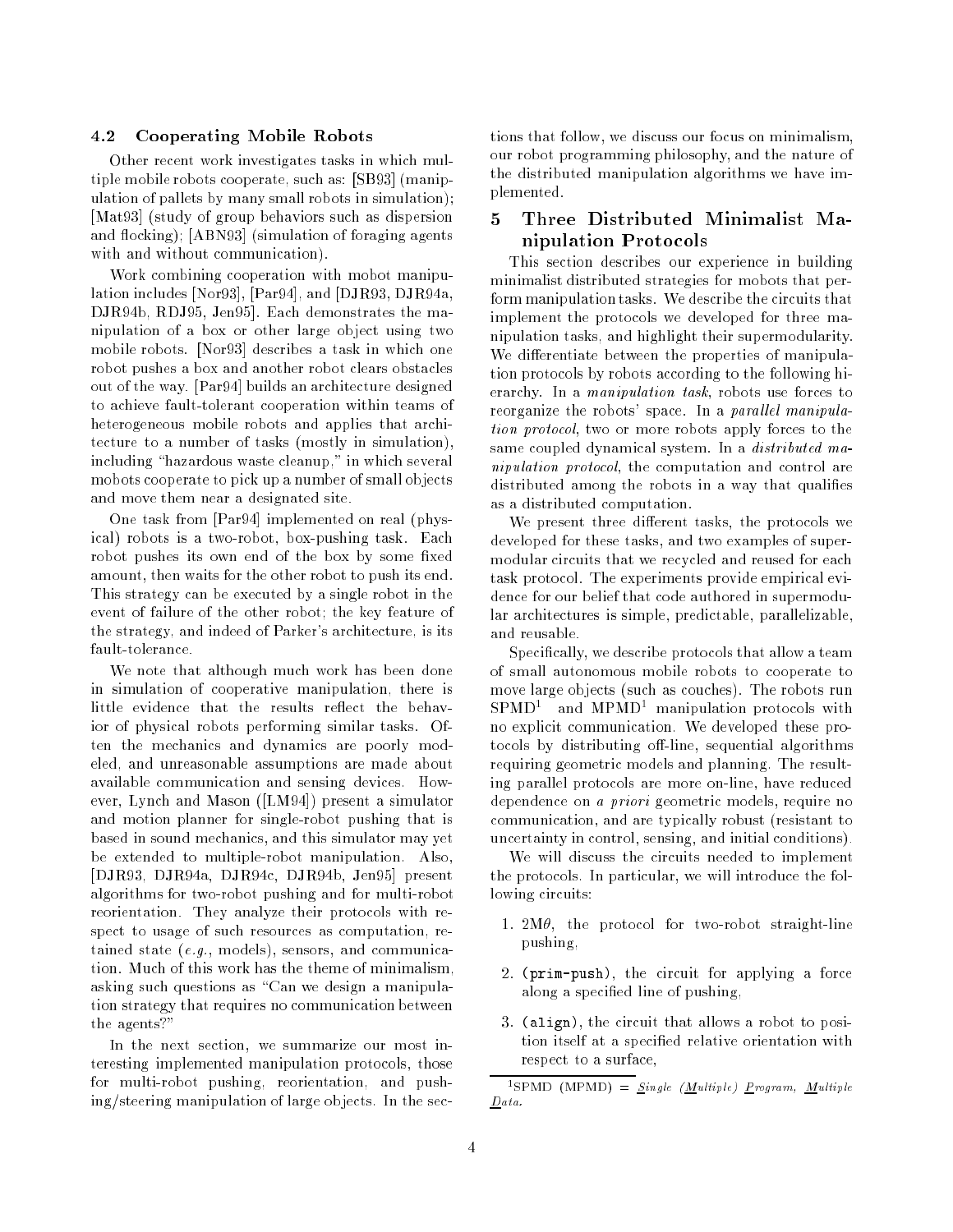### 4.2 Cooperating Mobile Robots

Other recent work investigates tasks in which multiple mobile robots cooperate, such as: [SB93] (manipulation of pallets by many small robots in simulation); [Mat93] (study of group behaviors such as dispersion and flocking); [ABN93] (simulation of foraging agents with and without communication).

Work combining cooperation with mobot manipulation includes [Nor93], [Par94], and [DJR93, DJR94a, DJR94b, RDJ95, Jen95]. Each demonstrates the manipulation of a box or other large object using two mobile robots. [Nor93] describes a task in which one robot pushes a box and another robot clears obstacles out of the way. [Par94] builds an architecture designed to achieve fault-tolerant cooperation within teams of heterogeneous mobile robots and applies that architecture to a number of tasks (mostly in simulation), including "hazardous waste cleanup," in which several mobots cooperate to pick up a number of small objects and move them near a designated site.

One task from [Par94] implemented on real (physical) robots is a two-robot, box-pushing task. Each robot pushes its own end of the box by some fixed amount, then waits for the other robot to push its end. This strategy can be executed by a single robot in the event of failure of the other robot; the key feature of the strategy, and indeed of Parker's architecture, is its fault-tolerance.

We note that although much work has been done in simulation of cooperative manipulation, there is little evidence that the results reflect the behavior of physical robots performing similar tasks. Often the mechanics and dynamics are poorly modeled, and unreasonable assumptions are made about available communication and sensing devices. However, Lynch and Mason ([LM94]) present a simulator and motion planner for single-robot pushing that is based in sound mechanics, and this simulator may yet be extended to multiple-robot manipulation. Also, [DJR93, DJR94a, DJR94c, DJR94b, Jen95] present algorithms for two-robot pushing and for multi-robot reorientation. They analyze their protocols with respect to usage of such resources as computation, retained state (*e.g.*, models), sensors, and communication. Much of this work has the theme of minimalism, asking such questions as "Can we design a manipulation strategy that requires no communication between the agents?"

In the next section, we summarize our most interesting implemented manipulation protocols, those for multi-robot pushing, reorientation, and pushing/steering manipulation of large objects. In the sections that follow, we discuss our focus on minimalism, our robot programming philosophy, and the nature of the distributed manipulation algorithms we have implemented.

## 5 Three Distributed Minimalist Manipulation Protocols

This section describes our experience in building minimalist distributed strategies for mobots that perform manipulation tasks. We describe the circuits that implement the protocols we developed for three manipulation tasks, and highlight their supermodularity. We differentiate between the properties of manipulation protocols by robots according to the following hierarchy. In a *manipulation task*, robots use forces to reorganize the robots' space. In a *parallel manipulation protocol*, two or more robots apply forces to the same coupled dynamical system. In a *distributed manipulation protocol*, the computation and control are distributed among the robots in a way that qualifies as a distributed computation.

We present three different tasks, the protocols we developed for these tasks, and two examples of supermodular circuits that we recycled and reused for each task protocol. The experiments provide empirical evidence for our belief that code authored in supermodular architectures is simple, predictable, parallelizable, and reusable.

Specifically, we describe protocols that allow a team of small autonomous mobile robots to cooperate to move large objects (such as couches). The robots run SPMD[1] and MPMD[1] manipulation protocols with no explicit communication. We developed these protocols by distributing off-line, sequential algorithms requiring geometric models and planning. The resulting parallel protocols are more on-line, have reduced dependence on *a priori* geometric models, require no communication, and are typically robust (resistant to uncertainty in control, sensing, and initial conditions).

We will discuss the circuits needed to implement the protocols. In particular, we will introduce the following circuits:

1. 2M$\theta$, the protocol for two-robot straight-line pushing,
2. `(prim-push)`, the circuit for applying a force along a specified line of pushing,
3. `(align)`, the circuit that allows a robot to position itself at a specified relative orientation with respect to a surface,

[1] SPMD (MPMD) = *S*ingle (*M*ultiple) *P*rogram, *M*ultiple *D*ata.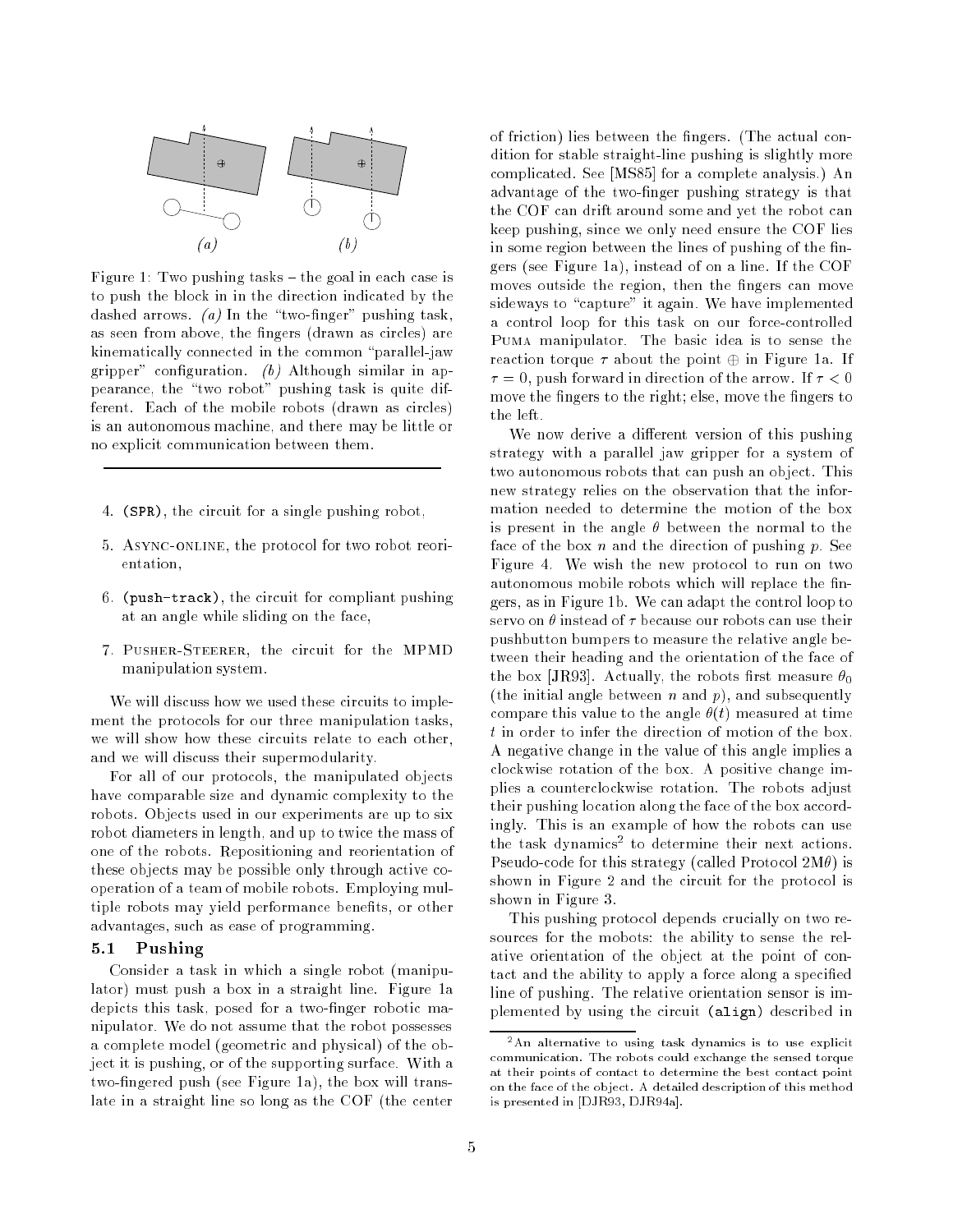Figure 1: Two pushing tasks – the goal in each case is to push the block in in the direction indicated by the dashed arrows. *(a)* In the "two-finger" pushing task, as seen from above, the fingers (drawn as circles) are kinematically connected in the common "parallel-jaw gripper" configuration. *(b)* Although similar in appearance, the "two robot" pushing task is quite different. Each of the mobile robots (drawn as circles) is an autonomous machine, and there may be little or no explicit communication between them.

4. (SPR), the circuit for a single pushing robot,
5. Async-online, the protocol for two robot reorientation,
6. (push-track), the circuit for compliant pushing at an angle while sliding on the face,
7. Pusher-Steerer, the circuit for the MPMD manipulation system.

We will discuss how we used these circuits to implement the protocols for our three manipulation tasks, we will show how these circuits relate to each other, and we will discuss their supermodularity.

For all of our protocols, the manipulated objects have comparable size and dynamic complexity to the robots. Objects used in our experiments are up to six robot diameters in length, and up to twice the mass of one of the robots. Repositioning and reorientation of these objects may be possible only through active cooperation of a team of mobile robots. Employing multiple robots may yield performance benefits, or other advantages, such as ease of programming.

### 5.1 Pushing

Consider a task in which a single robot (manipulator) must push a box in a straight line. Figure 1a depicts this task, posed for a two-finger robotic manipulator. We do not assume that the robot possesses a complete model (geometric and physical) of the object it is pushing, or of the supporting surface. With a two-fingered push (see Figure 1a), the box will translate in a straight line so long as the COF (the center of friction) lies between the fingers. (The actual condition for stable straight-line pushing is slightly more complicated. See [MS85] for a complete analysis.) An advantage of the two-finger pushing strategy is that the COF can drift around some and yet the robot can keep pushing, since we only need ensure the COF lies in some region between the lines of pushing of the fingers (see Figure 1a), instead of on a line. If the COF moves outside the region, then the fingers can move sideways to "capture" it again. We have implemented a control loop for this task on our force-controlled Puma manipulator. The basic idea is to sense the reaction torque $\tau$ about the point $\oplus$ in Figure 1a. If $\tau = 0$, push forward in direction of the arrow. If $\tau < 0$ move the fingers to the right; else, move the fingers to the left.

We now derive a different version of this pushing strategy with a parallel jaw gripper for a system of two autonomous robots that can push an object. This new strategy relies on the observation that the information needed to determine the motion of the box is present in the angle $\theta$ between the normal to the face of the box $n$ and the direction of pushing $p$. See Figure 4. We wish the new protocol to run on two autonomous mobile robots which will replace the fingers, as in Figure 1b. We can adapt the control loop to servo on $\theta$ instead of $\tau$ because our robots can use their pushbutton bumpers to measure the relative angle between their heading and the orientation of the face of the box [JR93]. Actually, the robots first measure $\theta_0$ (the initial angle between $n$ and $p$), and subsequently compare this value to the angle $\theta(t)$ measured at time $t$ in order to infer the direction of motion of the box. A negative change in the value of this angle implies a clockwise rotation of the box. A positive change implies a counterclockwise rotation. The robots adjust their pushing location along the face of the box accordingly. This is an example of how the robots can use the task dynamics[2] to determine their next actions. Pseudo-code for this strategy (called Protocol 2M$\theta$) is shown in Figure 2 and the circuit for the protocol is shown in Figure 3.

This pushing protocol depends crucially on two resources for the mobots: the ability to sense the relative orientation of the object at the point of contact and the ability to apply a force along a specified line of pushing. The relative orientation sensor is implemented by using the circuit (align) described in

[2] An alternative to using task dynamics is to use explicit communication. The robots could exchange the sensed torque at their points of contact to determine the best contact point on the face of the object. A detailed description of this method is presented in [DJR93, DJR94a].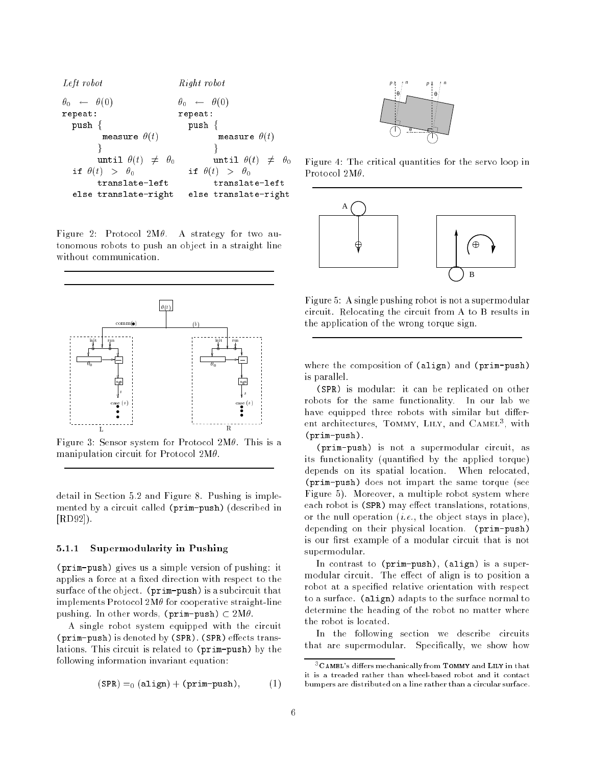```
Left robot                      Right robot

θ0  ←  θ(0)                     θ0  ←  θ(0)
repeat:                         repeat:
  push {                          push {
       measure θ(t)                    measure θ(t)
       }                               }
       until θ(t)  ≠  θ0               until θ(t)  ≠  θ0
  if θ(t)  >  θ0                  if θ(t)  >  θ0
       translate-left                  translate-left
  else translate-right            else translate-right
```

Figure 2: Protocol 2M$\theta$. A strategy for two autonomous robots to push an object in a straight line without communication.

Figure 3: Sensor system for Protocol 2M$\theta$. This is a manipulation circuit for Protocol 2M$\theta$.

detail in Section 5.2 and Figure 8. Pushing is implemented by a circuit called (prim-push) (described in [RD92]).

### 5.1.1 Supermodularity in Pushing

(prim-push) gives us a simple version of pushing: it applies a force at a fixed direction with respect to the surface of the object. (prim-push) is a subcircuit that implements Protocol 2M$\theta$ for cooperative straight-line pushing. In other words, (prim-push) $\subset$ 2M$\theta$.

A single robot system equipped with the circuit (prim-push) is denoted by (SPR). (SPR) effects translations. This circuit is related to (prim-push) by the following information invariant equation:

$$\texttt{(SPR)} =_0 \texttt{(align)} + \texttt{(prim-push)}, \qquad (1)$$

Figure 4: The critical quantities for the servo loop in Protocol 2M$\theta$.

Figure 5: A single pushing robot is not a supermodular circuit. Relocating the circuit from A to B results in the application of the wrong torque sign.

where the composition of (align) and (prim-push) is parallel.

(SPR) is modular: it can be replicated on other robots for the same functionality. In our lab we have equipped three robots with similar but different architectures, Tommy, Lily, and Camel[3], with (prim-push).

(prim-push) is not a supermodular circuit, as its functionality (quantified by the applied torque) depends on its spatial location. When relocated, (prim-push) does not impart the same torque (see Figure 5). Moreover, a multiple robot system where each robot is (SPR) may effect translations, rotations, or the null operation (*i.e.*, the object stays in place), depending on their physical location. (prim-push) is our first example of a modular circuit that is not supermodular.

In contrast to (prim-push), (align) is a supermodular circuit. The effect of align is to position a robot at a specified relative orientation with respect to a surface. (align) adapts to the surface normal to determine the heading of the robot no matter where the robot is located.

In the following section we describe circuits that are supermodular. Specifically, we show how

[3] Camel's differs mechanically from Tommy and Lily in that it is a treaded rather than wheel-based robot and it contact bumpers are distributed on a line rather than a circular surface.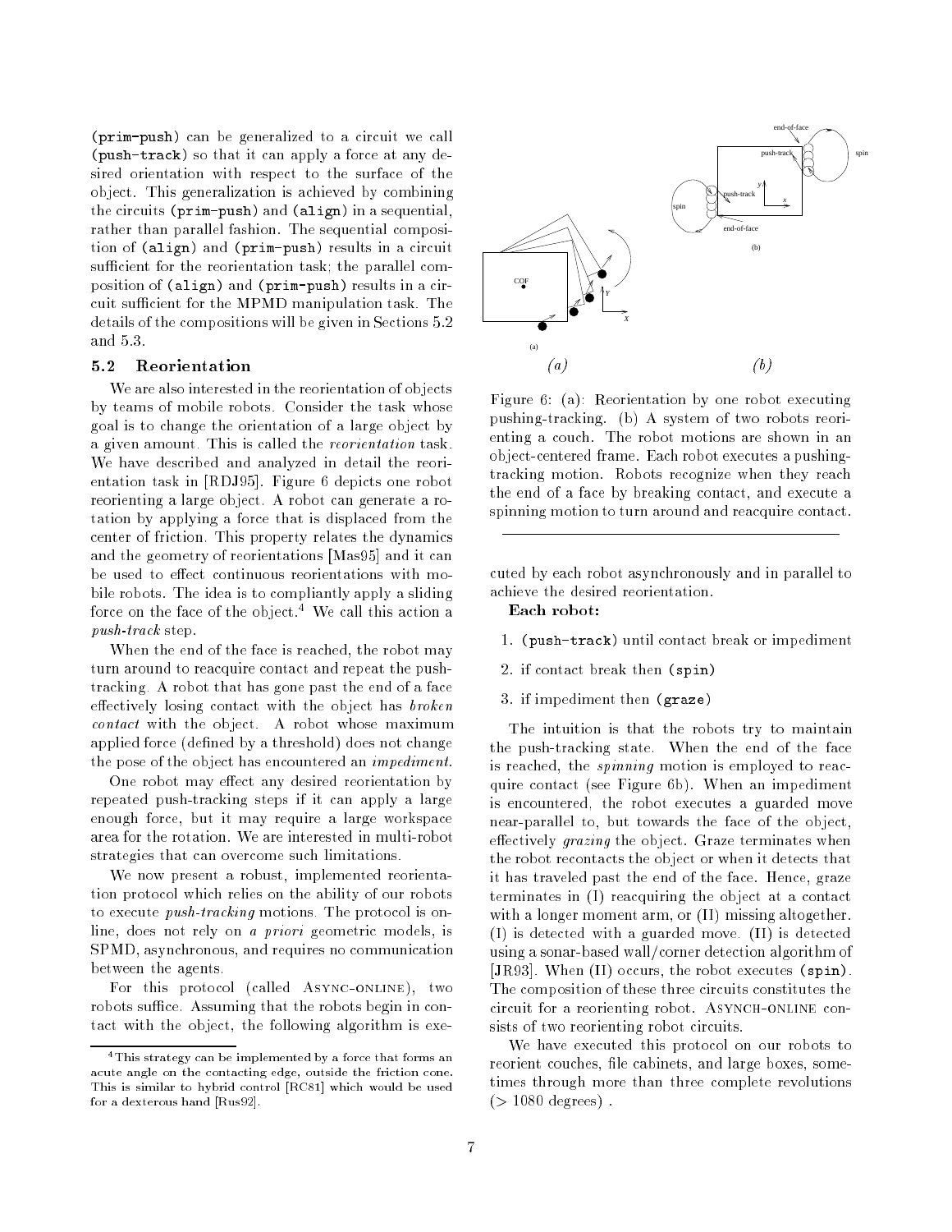(prim-push) can be generalized to a circuit we call (push-track) so that it can apply a force at any desired orientation with respect to the surface of the object. This generalization is achieved by combining the circuits (prim-push) and (align) in a sequential, rather than parallel fashion. The sequential composition of (align) and (prim-push) results in a circuit sufficient for the reorientation task; the parallel composition of (align) and (prim-push) results in a circuit sufficient for the MPMD manipulation task. The details of the compositions will be given in Sections 5.2 and 5.3.

### 5.2 Reorientation

We are also interested in the reorientation of objects by teams of mobile robots. Consider the task whose goal is to change the orientation of a large object by a given amount. This is called the *reorientation* task. We have described and analyzed in detail the reorientation task in [RDJ95]. Figure 6 depicts one robot reorienting a large object. A robot can generate a rotation by applying a force that is displaced from the center of friction. This property relates the dynamics and the geometry of reorientations [Mas95] and it can be used to effect continuous reorientations with mobile robots. The idea is to compliantly apply a sliding force on the face of the object.[4] We call this action a *push-track* step.

When the end of the face is reached, the robot may turn around to reacquire contact and repeat the push-tracking. A robot that has gone past the end of a face effectively losing contact with the object has *broken contact* with the object. A robot whose maximum applied force (defined by a threshold) does not change the pose of the object has encountered an *impediment*.

One robot may effect any desired reorientation by repeated push-tracking steps if it can apply a large enough force, but it may require a large workspace area for the rotation. We are interested in multi-robot strategies that can overcome such limitations.

We now present a robust, implemented reorientation protocol which relies on the ability of our robots to execute *push-tracking* motions. The protocol is online, does not rely on *a priori* geometric models, is SPMD, asynchronous, and requires no communication between the agents.

For this protocol (called ASYNC-ONLINE), two robots suffice. Assuming that the robots begin in contact with the object, the following algorithm is executed by each robot asynchronously and in parallel to achieve the desired reorientation.

Figure 6: (a): Reorientation by one robot executing pushing-tracking. (b) A system of two robots reorienting a couch. The robot motions are shown in an object-centered frame. Each robot executes a pushing-tracking motion. Robots recognize when they reach the end of a face by breaking contact, and execute a spinning motion to turn around and reacquire contact.

**Each robot:**

1. (push-track) until contact break or impediment
2. if contact break then (spin)
3. if impediment then (graze)

The intuition is that the robots try to maintain the push-tracking state. When the end of the face is reached, the *spinning* motion is employed to reacquire contact (see Figure 6b). When an impediment is encountered, the robot executes a guarded move near-parallel to, but towards the face of the object, effectively *grazing* the object. Graze terminates when the robot recontacts the object or when it detects that it has traveled past the end of the face. Hence, graze terminates in (I) reacquiring the object at a contact with a longer moment arm, or (II) missing altogether. (I) is detected with a guarded move. (II) is detected using a sonar-based wall/corner detection algorithm of [JR93]. When (II) occurs, the robot executes (spin). The composition of these three circuits constitutes the circuit for a reorienting robot. ASYNCH-ONLINE consists of two reorienting robot circuits.

We have executed this protocol on our robots to reorient couches, file cabinets, and large boxes, sometimes through more than three complete revolutions ($>1080$ degrees) .

[4] This strategy can be implemented by a force that forms an acute angle on the contacting edge, outside the friction cone. This is similar to hybrid control [RC81] which would be used for a dexterous hand [Rus92].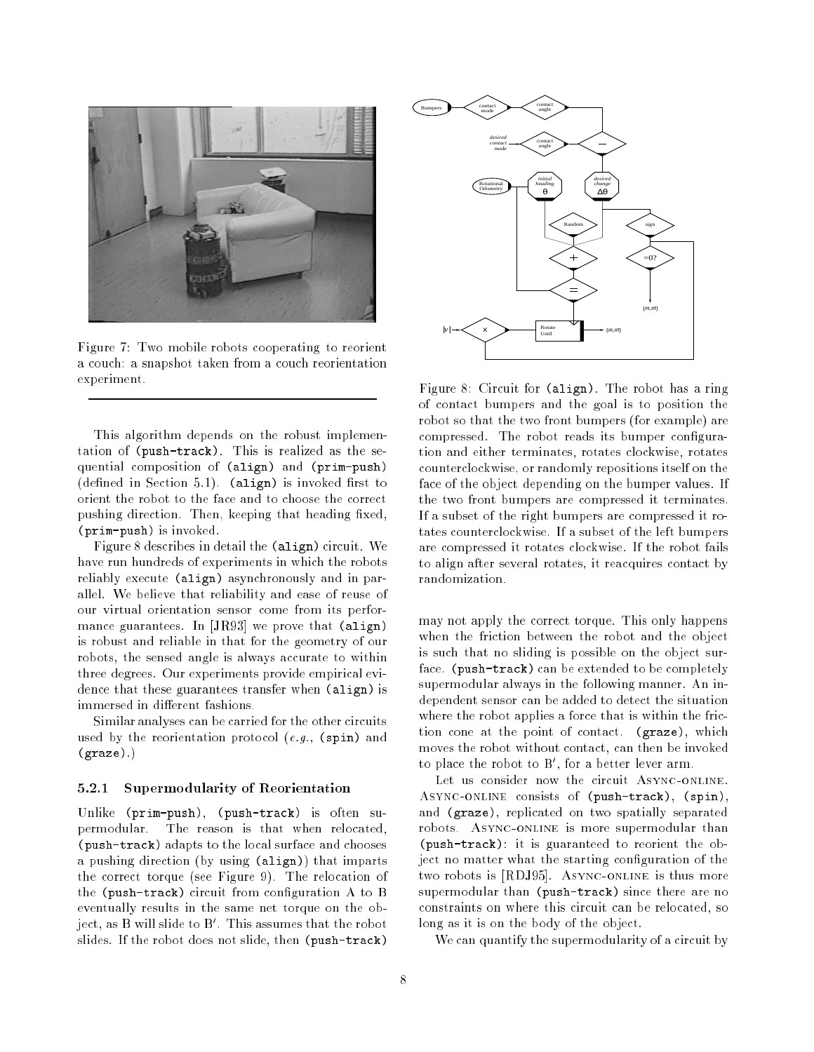Figure 7: Two mobile robots cooperating to reorient a couch: a snapshot taken from a couch reorientation experiment.

Figure 8: Circuit for (align). The robot has a ring of contact bumpers and the goal is to position the robot so that the two front bumpers (for example) are compressed. The robot reads its bumper configuration and either terminates, rotates clockwise, rotates counterclockwise, or randomly repositions itself on the face of the object depending on the bumper values. If the two front bumpers are compressed it terminates. If a subset of the right bumpers are compressed it rotates counterclockwise. If a subset of the left bumpers are compressed it rotates clockwise. If the robot fails to align after several rotates, it reacquires contact by randomization.

This algorithm depends on the robust implementation of `(push-track)`. This is realized as the sequential composition of `(align)` and `(prim-push)` (defined in Section 5.1). `(align)` is invoked first to orient the robot to the face and to choose the correct pushing direction. Then, keeping that heading fixed, `(prim-push)` is invoked.

Figure 8 describes in detail the `(align)` circuit. We have run hundreds of experiments in which the robots reliably execute `(align)` asynchronously and in parallel. We believe that reliability and ease of reuse of our virtual orientation sensor come from its performance guarantees. In [JR93] we prove that `(align)` is robust and reliable in that for the geometry of our robots, the sensed angle is always accurate to within three degrees. Our experiments provide empirical evidence that these guarantees transfer when `(align)` is immersed in different fashions.

Similar analyses can be carried for the other circuits used by the reorientation protocol (*e.g.*, `(spin)` and `(graze)`.)

### 5.2.1 Supermodularity of Reorientation

Unlike `(prim-push)`, `(push-track)` is often supermodular. The reason is that when relocated, `(push-track)` adapts to the local surface and chooses a pushing direction (by using `(align)`) that imparts the correct torque (see Figure 9). The relocation of the `(push-track)` circuit from configuration A to B eventually results in the same net torque on the object, as B will slide to B$'$. This assumes that the robot slides. If the robot does not slide, then `(push-track)` may not apply the correct torque. This only happens when the friction between the robot and the object is such that no sliding is possible on the object surface. `(push-track)` can be extended to be completely supermodular always in the following manner. An independent sensor can be added to detect the situation where the robot applies a force that is within the friction cone at the point of contact. `(graze)`, which moves the robot without contact, can then be invoked to place the robot to B$'$, for a better lever arm.

Let us consider now the circuit Async-online. Async-online consists of `(push-track)`, `(spin)`, and `(graze)`, replicated on two spatially separated robots. Async-online is more supermodular than `(push-track)`: it is guaranteed to reorient the object no matter what the starting configuration of the two robots is [RDJ95]. Async-online is thus more supermodular than `(push-track)` since there are no constraints on where this circuit can be relocated, so long as it is on the body of the object.

We can quantify the supermodularity of a circuit by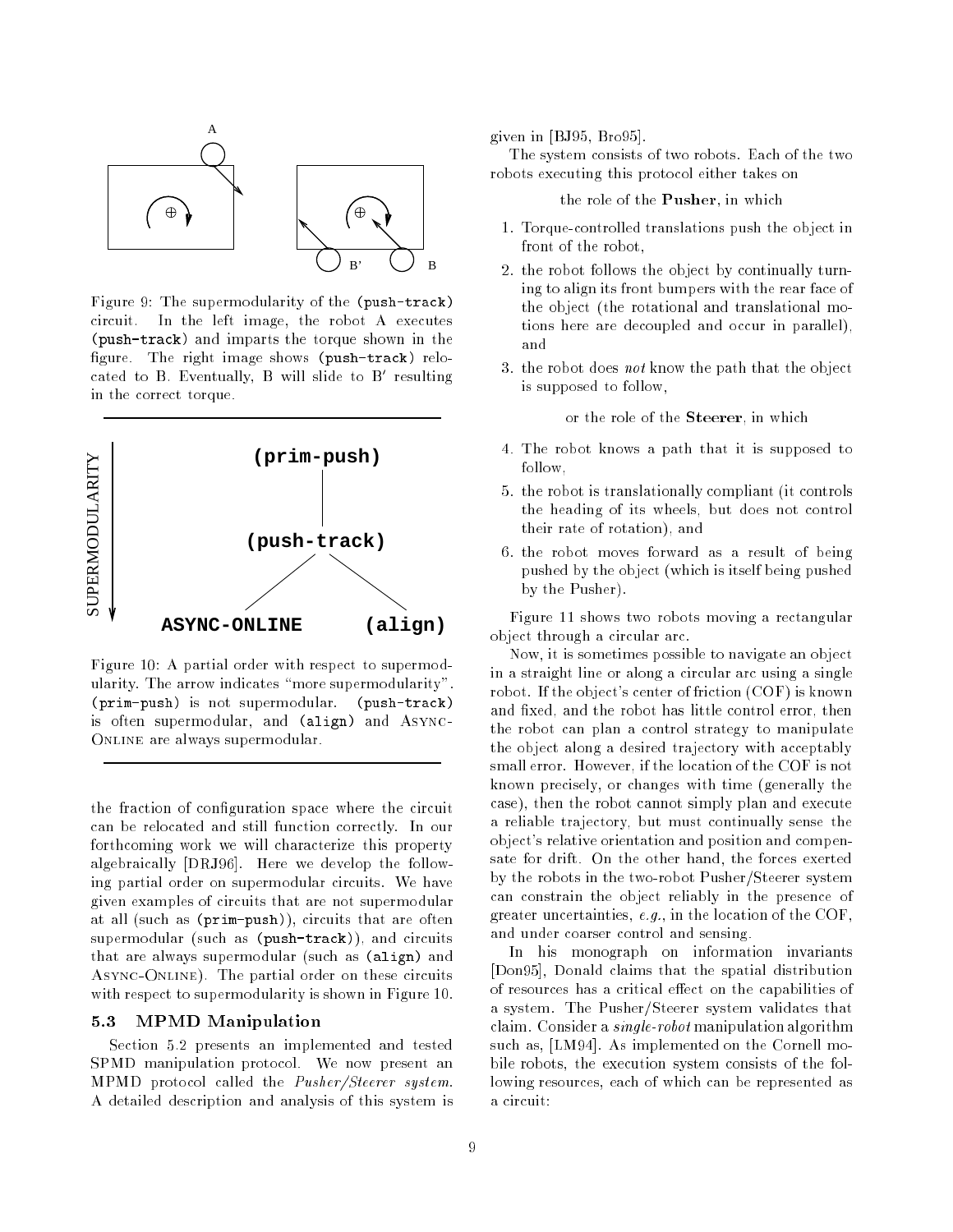Figure 9: The supermodularity of the (push-track) circuit. In the left image, the robot A executes (push-track) and imparts the torque shown in the figure. The right image shows (push-track) relocated to B. Eventually, B will slide to B′ resulting in the correct torque.

Figure 10: A partial order with respect to supermodularity. The arrow indicates "more supermodularity". (prim-push) is not supermodular. (push-track) is often supermodular, and (align) and Async-Online are always supermodular.

the fraction of configuration space where the circuit can be relocated and still function correctly. In our forthcoming work we will characterize this property algebraically [DRJ96]. Here we develop the following partial order on supermodular circuits. We have given examples of circuits that are not supermodular at all (such as (prim-push)), circuits that are often supermodular (such as (push-track)), and circuits that are always supermodular (such as (align) and Async-Online). The partial order on these circuits with respect to supermodularity is shown in Figure 10.

### 5.3 MPMD Manipulation

Section 5.2 presents an implemented and tested SPMD manipulation protocol. We now present an MPMD protocol called the *Pusher/Steerer system*. A detailed description and analysis of this system is given in [BJ95, Bro95].

The system consists of two robots. Each of the two robots executing this protocol either takes on

the role of the **Pusher**, in which

1. Torque-controlled translations push the object in front of the robot,
2. the robot follows the object by continually turning to align its front bumpers with the rear face of the object (the rotational and translational motions here are decoupled and occur in parallel), and
3. the robot does *not* know the path that the object is supposed to follow,

or the role of the **Steerer**, in which

4. The robot knows a path that it is supposed to follow,
5. the robot is translationally compliant (it controls the heading of its wheels, but does not control their rate of rotation), and
6. the robot moves forward as a result of being pushed by the object (which is itself being pushed by the Pusher).

Figure 11 shows two robots moving a rectangular object through a circular arc.

Now, it is sometimes possible to navigate an object in a straight line or along a circular arc using a single robot. If the object's center of friction (COF) is known and fixed, and the robot has little control error, then the robot can plan a control strategy to manipulate the object along a desired trajectory with acceptably small error. However, if the location of the COF is not known precisely, or changes with time (generally the case), then the robot cannot simply plan and execute a reliable trajectory, but must continually sense the object's relative orientation and position and compensate for drift. On the other hand, the forces exerted by the robots in the two-robot Pusher/Steerer system can constrain the object reliably in the presence of greater uncertainties, *e.g.*, in the location of the COF, and under coarser control and sensing.

In his monograph on information invariants [Don95], Donald claims that the spatial distribution of resources has a critical effect on the capabilities of a system. The Pusher/Steerer system validates that claim. Consider a *single-robot* manipulation algorithm such as, [LM94]. As implemented on the Cornell mobile robots, the execution system consists of the following resources, each of which can be represented as a circuit: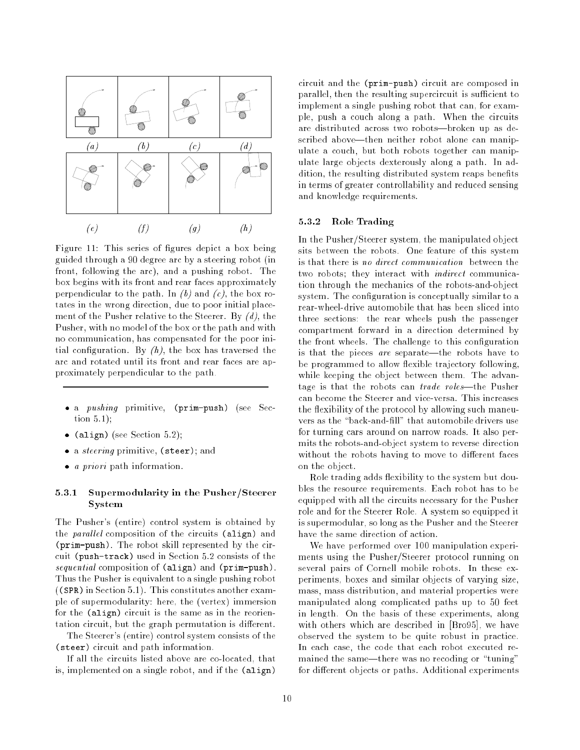(a) (b) (c) (d)

(e) (f) (g) (h)

Figure 11: This series of figures depict a box being guided through a 90 degree arc by a steering robot (in front, following the arc), and a pushing robot. The box begins with its front and rear faces approximately perpendicular to the path. In *(b)* and *(c)*, the box rotates in the wrong direction, due to poor initial placement of the Pusher relative to the Steerer. By *(d)*, the Pusher, with no model of the box or the path and with no communication, has compensated for the poor initial configuration. By *(h)*, the box has traversed the arc and rotated until its front and rear faces are approximately perpendicular to the path.

- a *pushing* primitive, `(prim-push)` (see Section 5.1);
- `(align)` (see Section 5.2);
- a *steering* primitive, `(steer)`; and
- *a priori* path information.

#### 5.3.1 Supermodularity in the Pusher/Steerer System

The Pusher's (entire) control system is obtained by the *parallel* composition of the circuits `(align)` and `(prim-push)`. The robot skill represented by the circuit `(push-track)` used in Section 5.2 consists of the *sequential* composition of `(align)` and `(prim-push)`. Thus the Pusher is equivalent to a single pushing robot (`(SPR)` in Section 5.1). This constitutes another example of supermodularity: here, the (vertex) immersion for the `(align)` circuit is the same as in the reorientation circuit, but the graph permutation is different.

The Steerer's (entire) control system consists of the `(steer)` circuit and path information.

If all the circuits listed above are co-located, that is, implemented on a single robot, and if the `(align)` circuit and the `(prim-push)` circuit are composed in parallel, then the resulting supercircuit is sufficient to implement a single pushing robot that can, for example, push a couch along a path. When the circuits are distributed across two robots—broken up as described above—then neither robot alone can manipulate a couch, but both robots together can manipulate large objects dexterously along a path. In addition, the resulting distributed system reaps benefits in terms of greater controllability and reduced sensing and knowledge requirements.

#### 5.3.2 Role Trading

In the Pusher/Steerer system, the manipulated object sits between the robots. One feature of this system is that there is *no direct communication* between the two robots; they interact with *indirect* communication through the mechanics of the robots-and-object system. The configuration is conceptually similar to a rear-wheel-drive automobile that has been sliced into three sections: the rear wheels push the passenger compartment forward in a direction determined by the front wheels. The challenge to this configuration is that the pieces *are* separate—the robots have to be programmed to allow flexible trajectory following, while keeping the object between them. The advantage is that the robots can *trade roles*—the Pusher can become the Steerer and vice-versa. This increases the flexibility of the protocol by allowing such maneuvers as the "back-and-fill" that automobile drivers use for turning cars around on narrow roads. It also permits the robots-and-object system to reverse direction without the robots having to move to different faces on the object.

Role trading adds flexibility to the system but doubles the resource requirements. Each robot has to be equipped with all the circuits necessary for the Pusher role and for the Steerer Role. A system so equipped it is supermodular, so long as the Pusher and the Steerer have the same direction of action.

We have performed over 100 manipulation experiments using the Pusher/Steerer protocol running on several pairs of Cornell mobile robots. In these experiments, boxes and similar objects of varying size, mass, mass distribution, and material properties were manipulated along complicated paths up to 50 feet in length. On the basis of these experiments, along with others which are described in [Bro95], we have observed the system to be quite robust in practice. In each case, the code that each robot executed remained the same—there was no recoding or "tuning" for different objects or paths. Additional experiments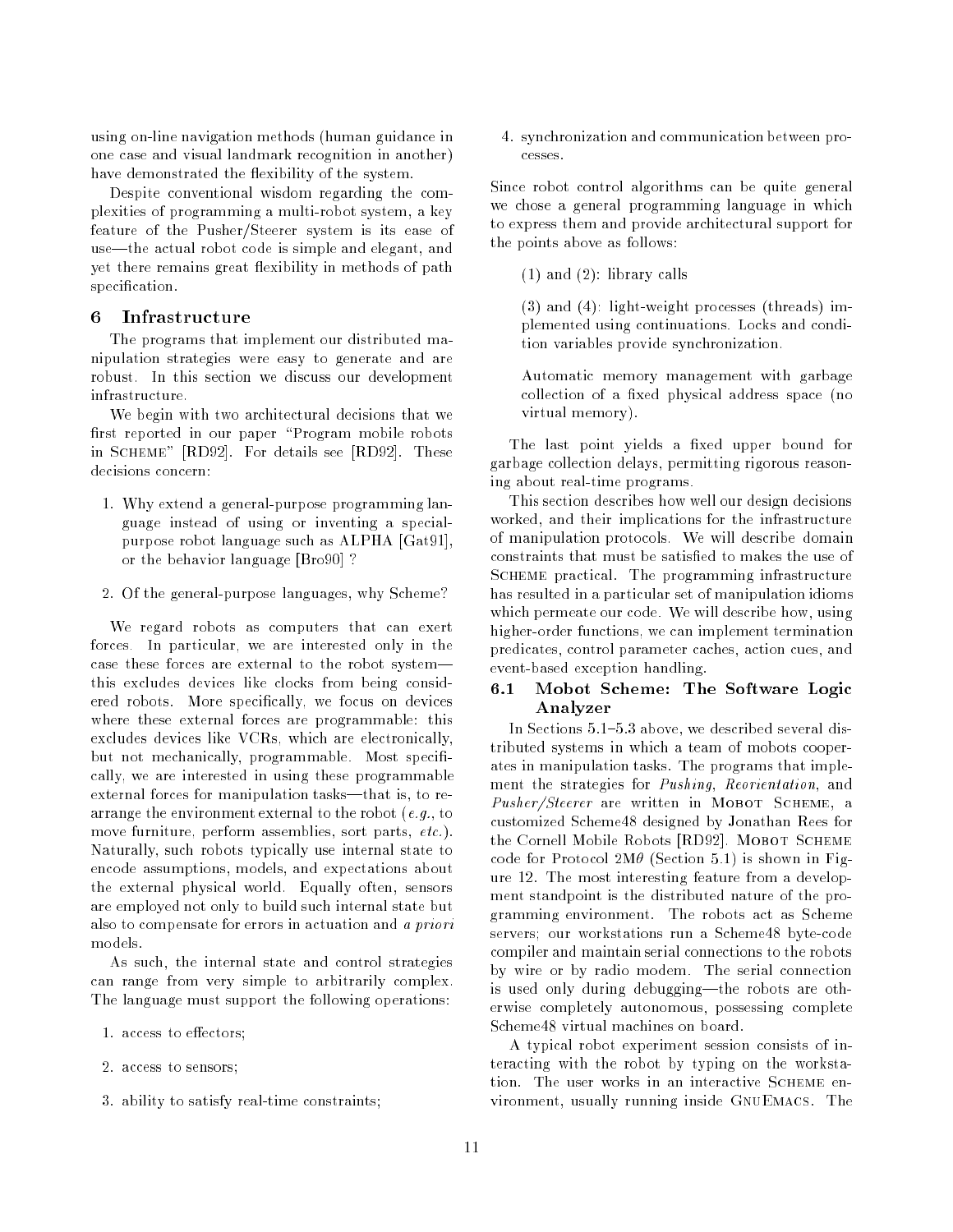using on-line navigation methods (human guidance in one case and visual landmark recognition in another) have demonstrated the flexibility of the system.

Despite conventional wisdom regarding the complexities of programming a multi-robot system, a key feature of the Pusher/Steerer system is its ease of use—the actual robot code is simple and elegant, and yet there remains great flexibility in methods of path specification.

## 6 Infrastructure

The programs that implement our distributed manipulation strategies were easy to generate and are robust. In this section we discuss our development infrastructure.

We begin with two architectural decisions that we first reported in our paper "Program mobile robots in Scheme" [RD92]. For details see [RD92]. These decisions concern:

1. Why extend a general-purpose programming language instead of using or inventing a special-purpose robot language such as ALPHA [Gat91], or the behavior language [Bro90] ?
2. Of the general-purpose languages, why Scheme?

We regard robots as computers that can exert forces. In particular, we are interested only in the case these forces are external to the robot system—this excludes devices like clocks from being considered robots. More specifically, we focus on devices where these external forces are programmable: this excludes devices like VCRs, which are electronically, but not mechanically, programmable. Most specifically, we are interested in using these programmable external forces for manipulation tasks—that is, to rearrange the environment external to the robot (*e.g.*, to move furniture, perform assemblies, sort parts, *etc.*). Naturally, such robots typically use internal state to encode assumptions, models, and expectations about the external physical world. Equally often, sensors are employed not only to build such internal state but also to compensate for errors in actuation and *a priori* models.

As such, the internal state and control strategies can range from very simple to arbitrarily complex. The language must support the following operations:

1. access to effectors;
2. access to sensors;
3. ability to satisfy real-time constraints;
4. synchronization and communication between processes.

Since robot control algorithms can be quite general we chose a general programming language in which to express them and provide architectural support for the points above as follows:

> (1) and (2): library calls
>
> (3) and (4): light-weight processes (threads) implemented using continuations. Locks and condition variables provide synchronization.
>
> Automatic memory management with garbage collection of a fixed physical address space (no virtual memory).

The last point yields a fixed upper bound for garbage collection delays, permitting rigorous reasoning about real-time programs.

This section describes how well our design decisions worked, and their implications for the infrastructure of manipulation protocols. We will describe domain constraints that must be satisfied to makes the use of Scheme practical. The programming infrastructure has resulted in a particular set of manipulation idioms which permeate our code. We will describe how, using higher-order functions, we can implement termination predicates, control parameter caches, action cues, and event-based exception handling.

### 6.1 Mobot Scheme: The Software Logic Analyzer

In Sections 5.1–5.3 above, we described several distributed systems in which a team of mobots cooperates in manipulation tasks. The programs that implement the strategies for *Pushing*, *Reorientation*, and *Pusher/Steerer* are written in Mobot Scheme, a customized Scheme48 designed by Jonathan Rees for the Cornell Mobile Robots [RD92]. Mobot Scheme code for Protocol 2M$\theta$ (Section 5.1) is shown in Figure 12. The most interesting feature from a development standpoint is the distributed nature of the programming environment. The robots act as Scheme servers; our workstations run a Scheme48 byte-code compiler and maintain serial connections to the robots by wire or by radio modem. The serial connection is used only during debugging—the robots are otherwise completely autonomous, possessing complete Scheme48 virtual machines on board.

A typical robot experiment session consists of interacting with the robot by typing on the workstation. The user works in an interactive Scheme environment, usually running inside GnuEmacs. The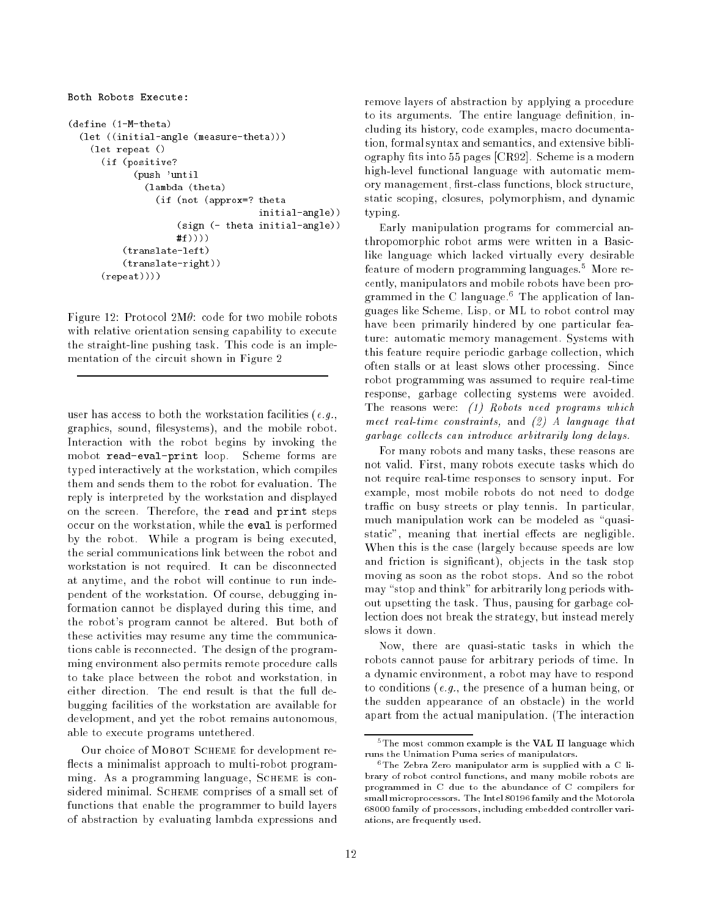Both Robots Execute:

```
(define (1-M-theta)
  (let ((initial-angle (measure-theta)))
    (let repeat ()
      (if (positive?
            (push 'until
              (lambda (theta)
                (if (not (approx=? theta
                                   initial-angle))
                    (sign (- theta initial-angle))
                    #f))))
          (translate-left)
          (translate-right))
      (repeat))))
```

Figure 12: Protocol 2M$\theta$: code for two mobile robots with relative orientation sensing capability to execute the straight-line pushing task. This code is an implementation of the circuit shown in Figure 2

user has access to both the workstation facilities (*e.g.*, graphics, sound, filesystems), and the mobile robot. Interaction with the robot begins by invoking the mobot `read-eval-print` loop. Scheme forms are typed interactively at the workstation, which compiles them and sends them to the robot for evaluation. The reply is interpreted by the workstation and displayed on the screen. Therefore, the `read` and `print` steps occur on the workstation, while the `eval` is performed by the robot. While a program is being executed, the serial communications link between the robot and workstation is not required. It can be disconnected at anytime, and the robot will continue to run independent of the workstation. Of course, debugging information cannot be displayed during this time, and the robot's program cannot be altered. But both of these activities may resume any time the communications cable is reconnected. The design of the programming environment also permits remote procedure calls to take place between the robot and workstation, in either direction. The end result is that the full debugging facilities of the workstation are available for development, and yet the robot remains autonomous, able to execute programs untethered.

Our choice of Mobot Scheme for development reflects a minimalist approach to multi-robot programming. As a programming language, Scheme is considered minimal. Scheme comprises of a small set of functions that enable the programmer to build layers of abstraction by evaluating lambda expressions and remove layers of abstraction by applying a procedure to its arguments. The entire language definition, including its history, code examples, macro documentation, formal syntax and semantics, and extensive bibliography fits into 55 pages [CR92]. Scheme is a modern high-level functional language with automatic memory management, first-class functions, block structure, static scoping, closures, polymorphism, and dynamic typing.

Early manipulation programs for commercial anthropomorphic robot arms were written in a Basic-like language which lacked virtually every desirable feature of modern programming languages.[5] More recently, manipulators and mobile robots have been programmed in the C language.[6] The application of languages like Scheme, Lisp, or ML to robot control may have been primarily hindered by one particular feature: automatic memory management. Systems with this feature require periodic garbage collection, which often stalls or at least slows other processing. Since robot programming was assumed to require real-time response, garbage collecting systems were avoided. The reasons were: *(1) Robots need programs which meet real-time constraints,* and *(2) A language that garbage collects can introduce arbitrarily long delays.*

For many robots and many tasks, these reasons are not valid. First, many robots execute tasks which do not require real-time responses to sensory input. For example, most mobile robots do not need to dodge traffic on busy streets or play tennis. In particular, much manipulation work can be modeled as "quasi-static", meaning that inertial effects are negligible. When this is the case (largely because speeds are low and friction is significant), objects in the task stop moving as soon as the robot stops. And so the robot may "stop and think" for arbitrarily long periods without upsetting the task. Thus, pausing for garbage collection does not break the strategy, but instead merely slows it down.

Now, there are quasi-static tasks in which the robots cannot pause for arbitrary periods of time. In a dynamic environment, a robot may have to respond to conditions (*e.g.*, the presence of a human being, or the sudden appearance of an obstacle) in the world apart from the actual manipulation. (The interaction

[5] The most common example is the **VAL II** language which runs the Unimation Puma series of manipulators.

[6] The Zebra Zero manipulator arm is supplied with a C library of robot control functions, and many mobile robots are programmed in C due to the abundance of C compilers for small microprocessors. The Intel 80196 family and the Motorola 68000 family of processors, including embedded controller variations, are frequently used.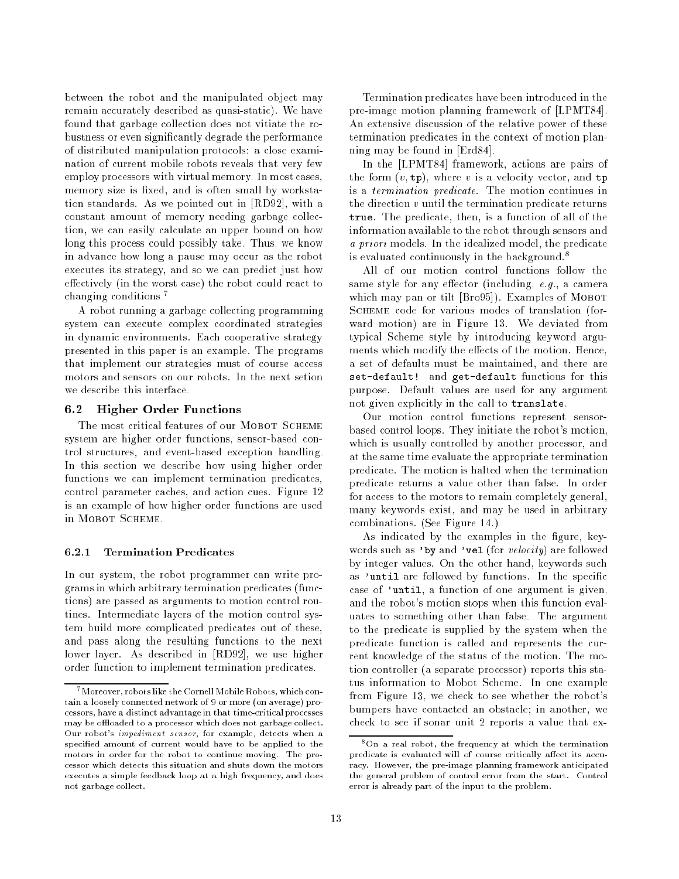between the robot and the manipulated object may remain accurately described as quasi-static). We have found that garbage collection does not vitiate the robustness or even significantly degrade the performance of distributed manipulation protocols: a close examination of current mobile robots reveals that very few employ processors with virtual memory. In most cases, memory size is fixed, and is often small by workstation standards. As we pointed out in [RD92], with a constant amount of memory needing garbage collection, we can easily calculate an upper bound on how long this process could possibly take. Thus, we know in advance how long a pause may occur as the robot executes its strategy, and so we can predict just how effectively (in the worst case) the robot could react to changing conditions.[7]

A robot running a garbage collecting programming system can execute complex coordinated strategies in dynamic environments. Each cooperative strategy presented in this paper is an example. The programs that implement our strategies must of course access motors and sensors on our robots. In the next setion we describe this interface.

### 6.2 Higher Order Functions

The most critical features of our Mobot Scheme system are higher order functions, sensor-based control structures, and event-based exception handling. In this section we describe how using higher order functions we can implement termination predicates, control parameter caches, and action cues. Figure 12 is an example of how higher order functions are used in Mobot Scheme.

#### 6.2.1 Termination Predicates

In our system, the robot programmer can write programs in which arbitrary termination predicates (functions) are passed as arguments to motion control routines. Intermediate layers of the motion control system build more complicated predicates out of these, and pass along the resulting functions to the next lower layer. As described in [RD92], we use higher order function to implement termination predicates.

Termination predicates have been introduced in the pre-image motion planning framework of [LPMT84]. An extensive discussion of the relative power of these termination predicates in the context of motion planning may be found in [Erd84].

In the [LPMT84] framework, actions are pairs of the form $(v, \texttt{tp})$, where $v$ is a velocity vector, and `tp` is a *termination predicate*. The motion continues in the direction $v$ until the termination predicate returns `true`. The predicate, then, is a function of all of the information available to the robot through sensors and *a priori* models. In the idealized model, the predicate is evaluated continuously in the background.[8]

All of our motion control functions follow the same style for any effector (including, *e.g.*, a camera which may pan or tilt [Bro95]). Examples of Mobot Scheme code for various modes of translation (forward motion) are in Figure 13. We deviated from typical Scheme style by introducing keyword arguments which modify the effects of the motion. Hence, a set of defaults must be maintained, and there are `set-default!` and `get-default` functions for this purpose. Default values are used for any argument not given explicitly in the call to `translate`.

Our motion control functions represent sensor-based control loops. They initiate the robot's motion, which is usually controlled by another processor, and at the same time evaluate the appropriate termination predicate. The motion is halted when the termination predicate returns a value other than false. In order for access to the motors to remain completely general, many keywords exist, and may be used in arbitrary combinations. (See Figure 14.)

As indicated by the examples in the figure, keywords such as `'by` and `'vel` (for *velocity*) are followed by integer values. On the other hand, keywords such as `'until` are followed by functions. In the specific case of `'until`, a function of one argument is given, and the robot's motion stops when this function evaluates to something other than false. The argument to the predicate is supplied by the system when the predicate function is called and represents the current knowledge of the status of the motion. The motion controller (a separate processor) reports this status information to Mobot Scheme. In one example from Figure 13, we check to see whether the robot's bumpers have contacted an obstacle; in another, we check to see if sonar unit 2 reports a value that ex-

---

[7] Moreover, robots like the Cornell Mobile Robots, which contain a loosely connected network of 9 or more (on average) processors, have a distinct advantage in that time-critical processes may be offloaded to a processor which does not garbage collect. Our robot's *impediment sensor*, for example, detects when a specified amount of current would have to be applied to the motors in order for the robot to continue moving. The processor which detects this situation and shuts down the motors executes a simple feedback loop at a high frequency, and does not garbage collect.

[8] On a real robot, the frequency at which the termination predicate is evaluated will of course critically affect its accuracy. However, the pre-image planning framework anticipated the general problem of control error from the start. Control error is already part of the input to the problem.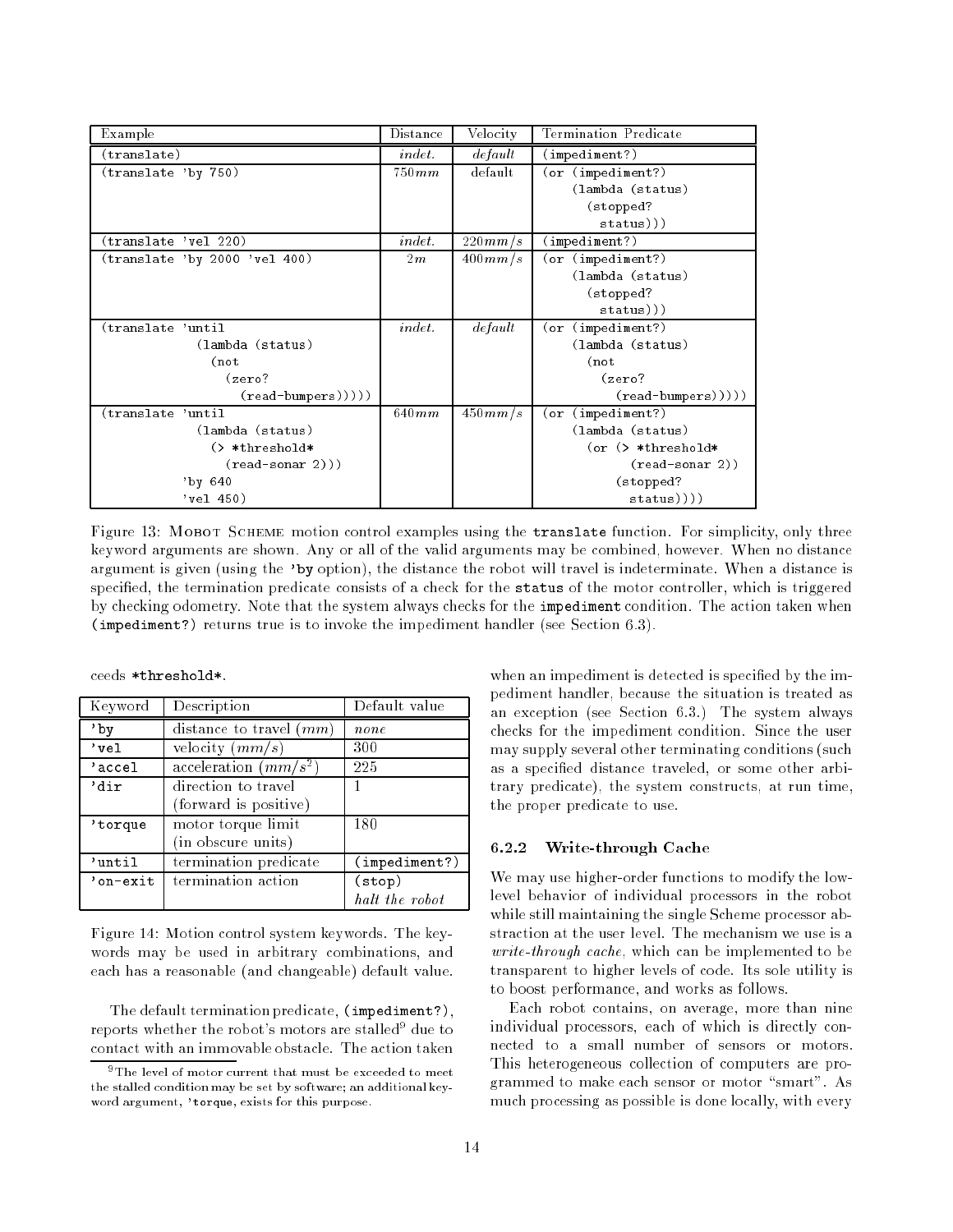| Example | Distance | Velocity | Termination Predicate |
|---|---|---|---|
| `(translate)` | *indet.* | *default* | `(impediment?)` |
| `(translate 'by 750)` | $750mm$ | default | `(or (impediment?) (lambda (status) (stopped? status)))` |
| `(translate 'vel 220)` | *indet.* | $220mm/s$ | `(impediment?)` |
| `(translate 'by 2000 'vel 400)` | $2m$ | $400mm/s$ | `(or (impediment?) (lambda (status) (stopped? status)))` |
| `(translate 'until (lambda (status) (not (zero? (read-bumpers)))))` | *indet.* | *default* | `(or (impediment?) (lambda (status) (not (zero? (read-bumpers)))))` |
| `(translate 'until (lambda (status) (> *threshold* (read-sonar 2))) 'by 640 'vel 450)` | $640mm$ | $450mm/s$ | `(or (impediment?) (lambda (status) (or (> *threshold* (read-sonar 2)) (stopped? status))))` |

Figure 13: Mobot Scheme motion control examples using the `translate` function. For simplicity, only three keyword arguments are shown. Any or all of the valid arguments may be combined, however. When no distance argument is given (using the `'by` option), the distance the robot will travel is indeterminate. When a distance is specified, the termination predicate consists of a check for the `status` of the motor controller, which is triggered by checking odometry. Note that the system always checks for the `impediment` condition. The action taken when `(impediment?)` returns true is to invoke the impediment handler (see Section 6.3).

ceeds `*threshold*`.

| Keyword | Description | Default value |
|---|---|---|
| `'by` | distance to travel ($mm$) | *none* |
| `'vel` | velocity ($mm/s$) | 300 |
| `'accel` | acceleration ($mm/s^2$) | 225 |
| `'dir` | direction to travel (forward is positive) | 1 |
| `'torque` | motor torque limit (in obscure units) | 180 |
| `'until` | termination predicate | `(impediment?)` |
| `'on-exit` | termination action | `(stop)` *halt the robot* |

Figure 14: Motion control system keywords. The keywords may be used in arbitrary combinations, and each has a reasonable (and changeable) default value.

The default termination predicate, `(impediment?)`, reports whether the robot's motors are stalled[9] due to contact with an immovable obstacle. The action taken when an impediment is detected is specified by the impediment handler, because the situation is treated as an exception (see Section 6.3.) The system always checks for the impediment condition. Since the user may supply several other terminating conditions (such as a specified distance traveled, or some other arbitrary predicate), the system constructs, at run time, the proper predicate to use.

[9] The level of motor current that must be exceeded to meet the stalled condition may be set by software; an additional keyword argument, `'torque`, exists for this purpose.

### 6.2.2 Write-through Cache

We may use higher-order functions to modify the low-level behavior of individual processors in the robot while still maintaining the single Scheme processor abstraction at the user level. The mechanism we use is a *write-through cache*, which can be implemented to be transparent to higher levels of code. Its sole utility is to boost performance, and works as follows.

Each robot contains, on average, more than nine individual processors, each of which is directly connected to a small number of sensors or motors. This heterogeneous collection of computers are programmed to make each sensor or motor "smart". As much processing as possible is done locally, with every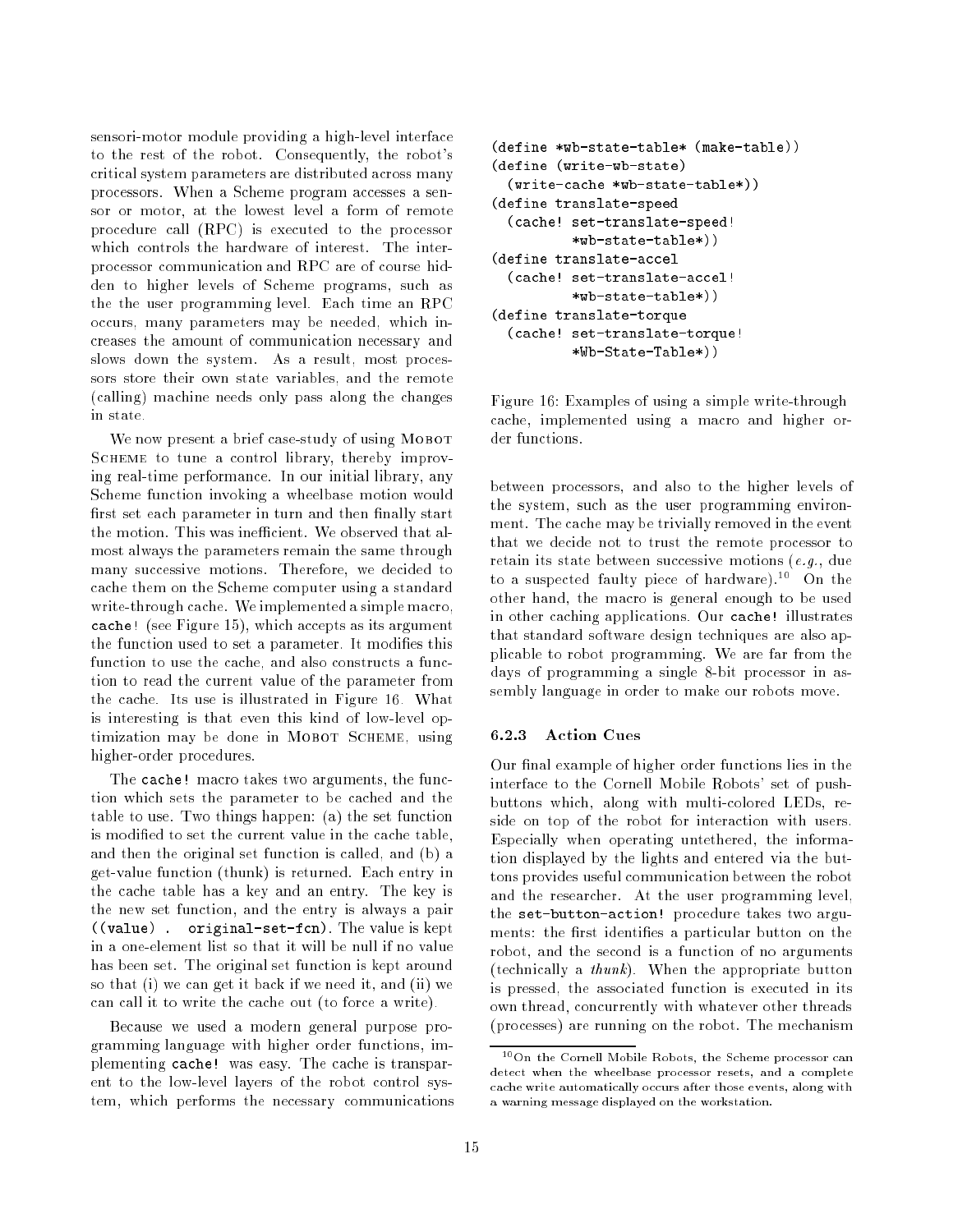sensori-motor module providing a high-level interface to the rest of the robot. Consequently, the robot's critical system parameters are distributed across many processors. When a Scheme program accesses a sensor or motor, at the lowest level a form of remote procedure call (RPC) is executed to the processor which controls the hardware of interest. The interprocessor communication and RPC are of course hidden to higher levels of Scheme programs, such as the the user programming level. Each time an RPC occurs, many parameters may be needed, which increases the amount of communication necessary and slows down the system. As a result, most processors store their own state variables, and the remote (calling) machine needs only pass along the changes in state.

We now present a brief case-study of using Mobot Scheme to tune a control library, thereby improving real-time performance. In our initial library, any Scheme function invoking a wheelbase motion would first set each parameter in turn and then finally start the motion. This was inefficient. We observed that almost always the parameters remain the same through many successive motions. Therefore, we decided to cache them on the Scheme computer using a standard write-through cache. We implemented a simple macro, `cache!` (see Figure 15), which accepts as its argument the function used to set a parameter. It modifies this function to use the cache, and also constructs a function to read the current value of the parameter from the cache. Its use is illustrated in Figure 16. What is interesting is that even this kind of low-level optimization may be done in Mobot Scheme, using higher-order procedures.

The `cache!` macro takes two arguments, the function which sets the parameter to be cached and the table to use. Two things happen: (a) the set function is modified to set the current value in the cache table, and then the original set function is called, and (b) a get-value function (thunk) is returned. Each entry in the cache table has a key and an entry. The key is the new set function, and the entry is always a pair `((value) . original-set-fcn)`. The value is kept in a one-element list so that it will be null if no value has been set. The original set function is kept around so that (i) we can get it back if we need it, and (ii) we can call it to write the cache out (to force a write).

Because we used a modern general purpose programming language with higher order functions, implementing `cache!` was easy. The cache is transparent to the low-level layers of the robot control system, which performs the necessary communications between processors, and also to the higher levels of the system, such as the user programming environment. The cache may be trivially removed in the event that we decide not to trust the remote processor to retain its state between successive motions (*e.g.*, due to a suspected faulty piece of hardware).[10] On the other hand, the macro is general enough to be used in other caching applications. Our `cache!` illustrates that standard software design techniques are also applicable to robot programming. We are far from the days of programming a single 8-bit processor in assembly language in order to make our robots move.

```
(define *wb-state-table* (make-table))
(define (write-wb-state)
  (write-cache *wb-state-table*))
(define translate-speed
  (cache! set-translate-speed!
          *wb-state-table*))
(define translate-accel
  (cache! set-translate-accel!
          *wb-state-table*))
(define translate-torque
  (cache! set-translate-torque!
          *Wb-State-Table*))
```

Figure 16: Examples of using a simple write-through cache, implemented using a macro and higher order functions.

### 6.2.3 Action Cues

Our final example of higher order functions lies in the interface to the Cornell Mobile Robots' set of pushbuttons which, along with multi-colored LEDs, reside on top of the robot for interaction with users. Especially when operating untethered, the information displayed by the lights and entered via the buttons provides useful communication between the robot and the researcher. At the user programming level, the `set-button-action!` procedure takes two arguments: the first identifies a particular button on the robot, and the second is a function of no arguments (technically a *thunk*). When the appropriate button is pressed, the associated function is executed in its own thread, concurrently with whatever other threads (processes) are running on the robot. The mechanism

[10] On the Cornell Mobile Robots, the Scheme processor can detect when the wheelbase processor resets, and a complete cache write automatically occurs after those events, along with a warning message displayed on the workstation.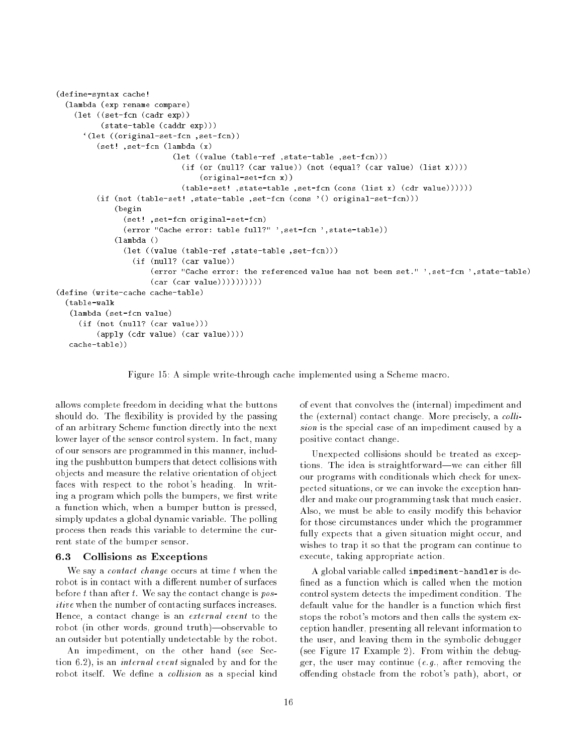```scheme
(define-syntax cache!
  (lambda (exp rename compare)
    (let ((set-fcn (cadr exp))
          (state-table (caddr exp)))
      `(let ((original-set-fcn ,set-fcn))
         (set! ,set-fcn (lambda (x)
                          (let ((value (table-ref ,state-table ,set-fcn)))
                            (if (or (null? (car value)) (not (equal? (car value) (list x))))
                                (original-set-fcn x))
                            (table-set! ,state-table ,set-fcn (cons (list x) (cdr value))))))
         (if (not (table-set! ,state-table ,set-fcn (cons '() original-set-fcn)))
             (begin
               (set! ,set-fcn original-set-fcn)
               (error "Cache error: table full?" ',set-fcn ',state-table))
             (lambda ()
               (let ((value (table-ref ,state-table ,set-fcn)))
                 (if (null? (car value))
                     (error "Cache error: the referenced value has not been set." ',set-fcn ',state-table)
                     (car (car value))))))))))
(define (write-cache cache-table)
  (table-walk
   (lambda (set-fcn value)
     (if (not (null? (car value)))
         (apply (cdr value) (car value))))
   cache-table))
```

Figure 15: A simple write-through cache implemented using a Scheme macro.

allows complete freedom in deciding what the buttons should do. The flexibility is provided by the passing of an arbitrary Scheme function directly into the next lower layer of the sensor control system. In fact, many of our sensors are programmed in this manner, including the pushbutton bumpers that detect collisions with objects and measure the relative orientation of object faces with respect to the robot's heading. In writing a program which polls the bumpers, we first write a function which, when a bumper button is pressed, simply updates a global dynamic variable. The polling process then reads this variable to determine the current state of the bumper sensor.

### 6.3 Collisions as Exceptions

We say a *contact change* occurs at time $t$ when the robot is in contact with a different number of surfaces before $t$ than after $t$. We say the contact change is *positive* when the number of contacting surfaces increases. Hence, a contact change is an *external event* to the robot (in other words, ground truth)—observable to an outsider but potentially undetectable by the robot.

An impediment, on the other hand (see Section 6.2), is an *internal event* signaled by and for the robot itself. We define a *collision* as a special kind of event that convolves the (internal) impediment and the (external) contact change. More precisely, a *collision* is the special case of an impediment caused by a positive contact change.

Unexpected collisions should be treated as exceptions. The idea is straightforward—we can either fill our programs with conditionals which check for unexpected situations, or we can invoke the exception handler and make our programming task that much easier. Also, we must be able to easily modify this behavior for those circumstances under which the programmer fully expects that a given situation might occur, and wishes to trap it so that the program can continue to execute, taking appropriate action.

A global variable called `impediment-handler` is defined as a function which is called when the motion control system detects the impediment condition. The default value for the handler is a function which first stops the robot's motors and then calls the system exception handler, presenting all relevant information to the user, and leaving them in the symbolic debugger (see Figure 17 Example 2). From within the debugger, the user may continue (*e.g.*, after removing the offending obstacle from the robot's path), abort, or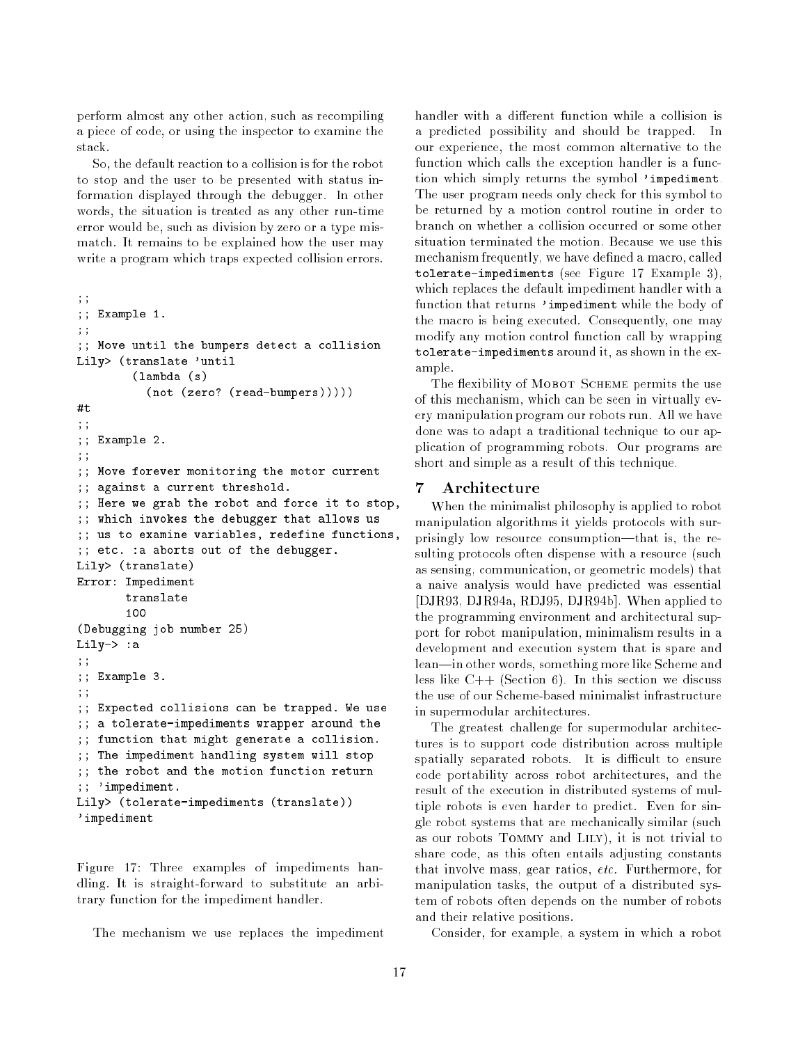perform almost any other action, such as recompiling a piece of code, or using the inspector to examine the stack.

So, the default reaction to a collision is for the robot to stop and the user to be presented with status information displayed through the debugger. In other words, the situation is treated as any other run-time error would be, such as division by zero or a type mismatch. It remains to be explained how the user may write a program which traps expected collision errors.

```
;;
;; Example 1.
;;
;; Move until the bumpers detect a collision
Lily> (translate 'until
        (lambda (s)
          (not (zero? (read-bumpers)))))
#t
;;
;; Example 2.
;;
;; Move forever monitoring the motor current
;; against a current threshold.
;; Here we grab the robot and force it to stop,
;; which invokes the debugger that allows us
;; us to examine variables, redefine functions,
;; etc. :a aborts out of the debugger.
Lily> (translate)
Error: Impediment
       translate
       100
(Debugging job number 25)
Lily-> :a
;;
;; Example 3.
;;
;; Expected collisions can be trapped. We use
;; a tolerate-impediments wrapper around the
;; function that might generate a collision.
;; The impediment handling system will stop
;; the robot and the motion function return
;; 'impediment.
Lily> (tolerate-impediments (translate))
'impediment
```

Figure 17: Three examples of impediments handling. It is straight-forward to substitute an arbitrary function for the impediment handler.

The mechanism we use replaces the impediment handler with a different function while a collision is a predicted possibility and should be trapped. In our experience, the most common alternative to the function which calls the exception handler is a function which simply returns the symbol `'impediment`. The user program needs only check for this symbol to be returned by a motion control routine in order to branch on whether a collision occurred or some other situation terminated the motion. Because we use this mechanism frequently, we have defined a macro, called `tolerate-impediments` (see Figure 17 Example 3), which replaces the default impediment handler with a function that returns `'impediment` while the body of the macro is being executed. Consequently, one may modify any motion control function call by wrapping `tolerate-impediments` around it, as shown in the example.

The flexibility of Mobot Scheme permits the use of this mechanism, which can be seen in virtually every manipulation program our robots run. All we have done was to adapt a traditional technique to our application of programming robots. Our programs are short and simple as a result of this technique.

## 7 Architecture

When the minimalist philosophy is applied to robot manipulation algorithms it yields protocols with surprisingly low resource consumption—that is, the resulting protocols often dispense with a resource (such as sensing, communication, or geometric models) that a naive analysis would have predicted was essential [DJR93, DJR94a, RDJ95, DJR94b]. When applied to the programming environment and architectural support for robot manipulation, minimalism results in a development and execution system that is spare and lean—in other words, something more like Scheme and less like C++ (Section 6). In this section we discuss the use of our Scheme-based minimalist infrastructure in supermodular architectures.

The greatest challenge for supermodular architectures is to support code distribution across multiple spatially separated robots. It is difficult to ensure code portability across robot architectures, and the result of the execution in distributed systems of multiple robots is even harder to predict. Even for single robot systems that are mechanically similar (such as our robots Tommy and Lily), it is not trivial to share code, as this often entails adjusting constants that involve mass, gear ratios, *etc.* Furthermore, for manipulation tasks, the output of a distributed system of robots often depends on the number of robots and their relative positions.

Consider, for example, a system in which a robot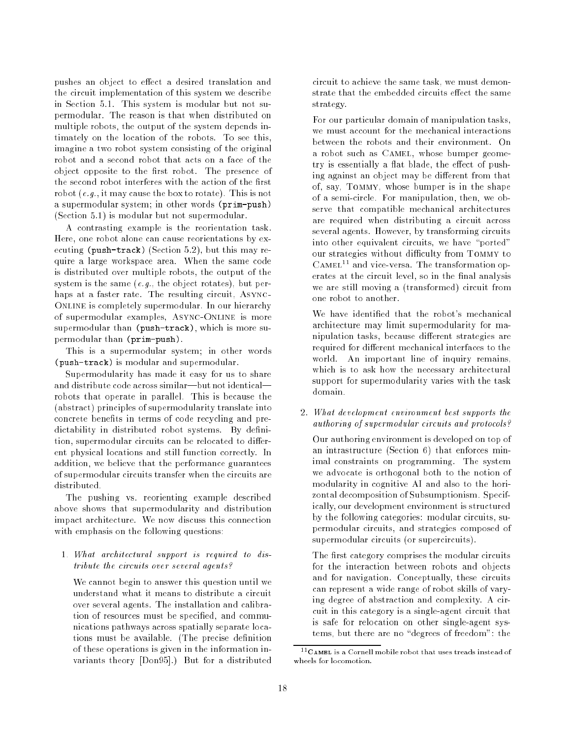pushes an object to effect a desired translation and the circuit implementation of this system we describe in Section 5.1. This system is modular but not supermodular. The reason is that when distributed on multiple robots, the output of the system depends intimately on the location of the robots. To see this, imagine a two robot system consisting of the original robot and a second robot that acts on a face of the object opposite to the first robot. The presence of the second robot interferes with the action of the first robot (*e.g.*, it may cause the box to rotate). This is not a supermodular system; in other words `(prim-push)` (Section 5.1) is modular but not supermodular.

A contrasting example is the reorientation task. Here, one robot alone can cause reorientations by executing `(push-track)` (Section 5.2), but this may require a large workspace area. When the same code is distributed over multiple robots, the output of the system is the same (*e.g.*, the object rotates), but perhaps at a faster rate. The resulting circuit, Async-Online is completely supermodular. In our hierarchy of supermodular examples, Async-Online is more supermodular than `(push-track)`, which is more supermodular than `(prim-push)`.

This is a supermodular system; in other words `(push-track)` is modular and supermodular.

Supermodularity has made it easy for us to share and distribute code across similar—but not identical—robots that operate in parallel. This is because the (abstract) principles of supermodularity translate into concrete benefits in terms of code recycling and predictability in distributed robot systems. By definition, supermodular circuits can be relocated to different physical locations and still function correctly. In addition, we believe that the performance guarantees of supermodular circuits transfer when the circuits are distributed.

The pushing vs. reorienting example described above shows that supermodularity and distribution impact architecture. We now discuss this connection with emphasis on the following questions:

1. *What architectural support is required to distribute the circuits over several agents?*

   We cannot begin to answer this question until we understand what it means to distribute a circuit over several agents. The installation and calibration of resources must be specified, and communications pathways across spatially separate locations must be available. (The precise definition of these operations is given in the information invariants theory [Don95].) But for a distributed circuit to achieve the same task, we must demonstrate that the embedded circuits effect the same strategy.

   For our particular domain of manipulation tasks, we must account for the mechanical interactions between the robots and their environment. On a robot such as Camel, whose bumper geometry is essentially a flat blade, the effect of pushing against an object may be different from that of, say, Tommy, whose bumper is in the shape of a semi-circle. For manipulation, then, we observe that compatible mechanical architectures are required when distributing a circuit across several agents. However, by transforming circuits into other equivalent circuits, we have "ported" our strategies without difficulty from Tommy to Camel[11] and vice-versa. The transformation operates at the circuit level, so in the final analysis we are still moving a (transformed) circuit from one robot to another.

   We have identified that the robot's mechanical architecture may limit supermodularity for manipulation tasks, because different strategies are required for different mechanical interfaces to the world. An important line of inquiry remains, which is to ask how the necessary architectural support for supermodularity varies with the task domain.

2. *What development environment best supports the authoring of supermodular circuits and protocols?*

   Our authoring environment is developed on top of an intrastructure (Section 6) that enforces minimal constraints on programming. The system we advocate is orthogonal both to the notion of modularity in cognitive AI and also to the horizontal decomposition of Subsumptionism. Specifically, our development environment is structured by the following categories: modular circuits, supermodular circuits, and strategies composed of supermodular circuits (or supercircuits).

   The first category comprises the modular circuits for the interaction between robots and objects and for navigation. Conceptually, these circuits can represent a wide range of robot skills of varying degree of abstraction and complexity. A circuit in this category is a single-agent circuit that is safe for relocation on other single-agent systems, but there are no "degrees of freedom": the

[11] Camel is a Cornell mobile robot that uses treads instead of wheels for locomotion.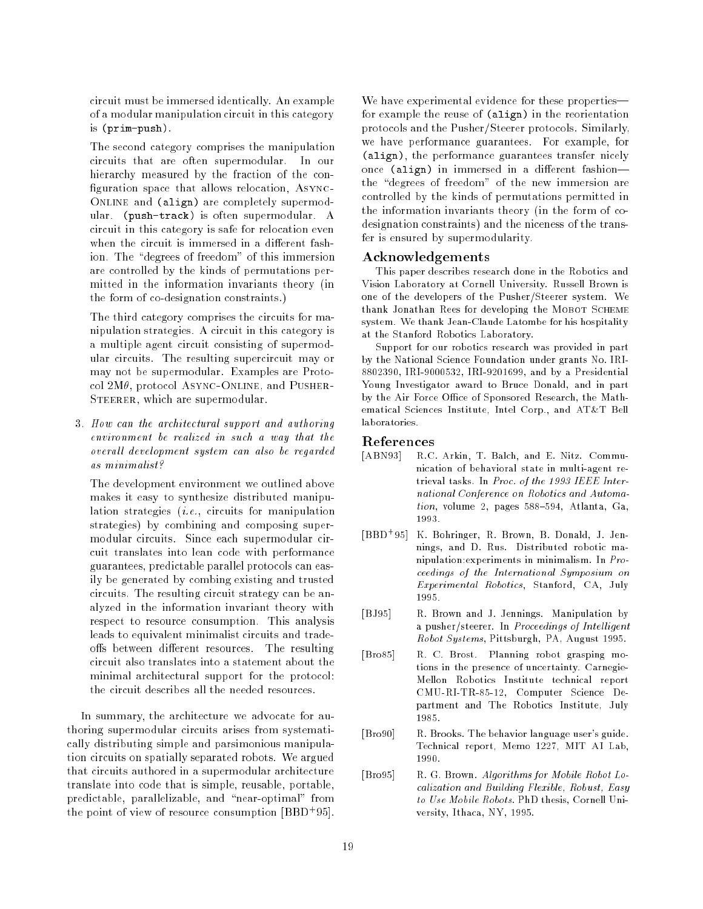circuit must be immersed identically. An example of a modular manipulation circuit in this category is `(prim-push)`.

The second category comprises the manipulation circuits that are often supermodular. In our hierarchy measured by the fraction of the configuration space that allows relocation, ASYNC-ONLINE and `(align)` are completely supermodular. `(push-track)` is often supermodular. A circuit in this category is safe for relocation even when the circuit is immersed in a different fashion. The "degrees of freedom" of this immersion are controlled by the kinds of permutations permitted in the information invariants theory (in the form of co-designation constraints.)

The third category comprises the circuits for manipulation strategies. A circuit in this category is a multiple agent circuit consisting of supermodular circuits. The resulting supercircuit may or may not be supermodular. Examples are Protocol 2M$\theta$, protocol ASYNC-ONLINE, and PUSHER-STEERER, which are supermodular.

3. *How can the architectural support and authoring environment be realized in such a way that the overall development system can also be regarded as minimalist?*

   The development environment we outlined above makes it easy to synthesize distributed manipulation strategies (*i.e.*, circuits for manipulation strategies) by combining and composing supermodular circuits. Since each supermodular circuit translates into lean code with performance guarantees, predictable parallel protocols can easily be generated by combing existing and trusted circuits. The resulting circuit strategy can be analyzed in the information invariant theory with respect to resource consumption. This analysis leads to equivalent minimalist circuits and tradeoffs between different resources. The resulting circuit also translates into a statement about the minimal architectural support for the protocol: the circuit describes all the needed resources.

In summary, the architecture we advocate for authoring supermodular circuits arises from systematically distributing simple and parsimonious manipulation circuits on spatially separated robots. We argued that circuits authored in a supermodular architecture translate into code that is simple, reusable, portable, predictable, parallelizable, and "near-optimal" from the point of view of resource consumption [BBD+95]. We have experimental evidence for these properties—for example the reuse of `(align)` in the reorientation protocols and the Pusher/Steerer protocols. Similarly, we have performance guarantees. For example, for `(align)`, the performance guarantees transfer nicely once `(align)` in immersed in a different fashion—the "degrees of freedom" of the new immersion are controlled by the kinds of permutations permitted in the information invariants theory (in the form of co-designation constraints) and the niceness of the transfer is ensured by supermodularity.

## Acknowledgements

This paper describes research done in the Robotics and Vision Laboratory at Cornell University. Russell Brown is one of the developers of the Pusher/Steerer system. We thank Jonathan Rees for developing the MOBOT SCHEME system. We thank Jean-Claude Latombe for his hospitality at the Stanford Robotics Laboratory.

Support for our robotics research was provided in part by the National Science Foundation under grants No. IRI-8802390, IRI-9000532, IRI-9201699, and by a Presidential Young Investigator award to Bruce Donald, and in part by the Air Force Office of Sponsored Research, the Mathematical Sciences Institute, Intel Corp., and AT&T Bell laboratories.

## References

[ABN93] R.C. Arkin, T. Balch, and E. Nitz. Communication of behavioral state in multi-agent retrieval tasks. In *Proc. of the 1993 IEEE International Conference on Robotics and Automation*, volume 2, pages 588–594, Atlanta, Ga, 1993.

[BBD+95] K. Bohringer, R. Brown, B. Donald, J. Jennings, and D. Rus. Distributed robotic manipulation:experiments in minimalism. In *Proceedings of the International Symposium on Experimental Robotics*, Stanford, CA, July 1995.

[BJ95] R. Brown and J. Jennings. Manipulation by a pusher/steerer. In *Proceedings of Intelligent Robot Systems*, Pittsburgh, PA, August 1995.

[Bro85] R. C. Brost. Planning robot grasping motions in the presence of uncertainty. Carnegie-Mellon Robotics Institute technical report CMU-RI-TR-85-12, Computer Science Department and The Robotics Institute, July 1985.

[Bro90] R. Brooks. The behavior language user's guide. Technical report, Memo 1227, MIT AI Lab, 1990.

[Bro95] R. G. Brown. *Algorithms for Mobile Robot Localization and Building Flexible, Robust, Easy to Use Mobile Robots*. PhD thesis, Cornell University, Ithaca, NY, 1995.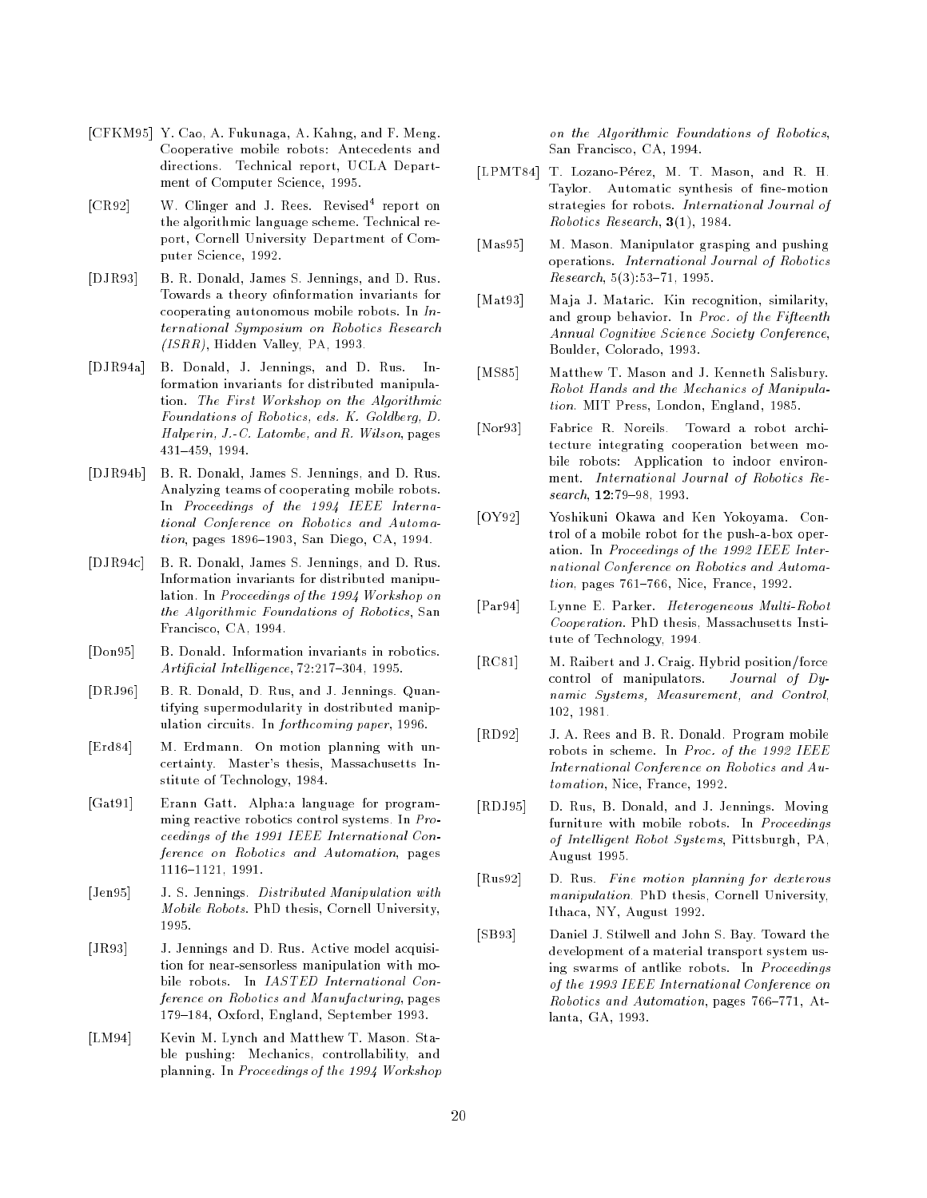- [CFKM95] Y. Cao, A. Fukunaga, A. Kahng, and F. Meng. Cooperative mobile robots: Antecedents and directions. Technical report, UCLA Department of Computer Science, 1995.

- [CR92] W. Clinger and J. Rees. Revised$^4$ report on the algorithmic language scheme. Technical report, Cornell University Department of Computer Science, 1992.

- [DJR93] B. R. Donald, James S. Jennings, and D. Rus. Towards a theory ofinformation invariants for cooperating autonomous mobile robots. In *International Symposium on Robotics Research (ISRR)*, Hidden Valley, PA, 1993.

- [DJR94a] B. Donald, J. Jennings, and D. Rus. Information invariants for distributed manipulation. *The First Workshop on the Algorithmic Foundations of Robotics, eds. K. Goldberg, D. Halperin, J.-C. Latombe, and R. Wilson*, pages 431–459, 1994.

- [DJR94b] B. R. Donald, James S. Jennings, and D. Rus. Analyzing teams of cooperating mobile robots. In *Proceedings of the 1994 IEEE International Conference on Robotics and Automation*, pages 1896–1903, San Diego, CA, 1994.

- [DJR94c] B. R. Donald, James S. Jennings, and D. Rus. Information invariants for distributed manipulation. In *Proceedings of the 1994 Workshop on the Algorithmic Foundations of Robotics*, San Francisco, CA, 1994.

- [Don95] B. Donald. Information invariants in robotics. *Artificial Intelligence*, 72:217–304, 1995.

- [DRJ96] B. R. Donald, D. Rus, and J. Jennings. Quantifying supermodularity in dostributed manipulation circuits. In *forthcoming paper*, 1996.

- [Erd84] M. Erdmann. On motion planning with uncertainty. Master's thesis, Massachusetts Institute of Technology, 1984.

- [Gat91] Erann Gatt. Alpha:a language for programming reactive robotics control systems. In *Proceedings of the 1991 IEEE International Conference on Robotics and Automation*, pages 1116–1121, 1991.

- [Jen95] J. S. Jennings. *Distributed Manipulation with Mobile Robots.* PhD thesis, Cornell University, 1995.

- [JR93] J. Jennings and D. Rus. Active model acquisition for near-sensorless manipulation with mobile robots. In *IASTED International Conference on Robotics and Manufacturing*, pages 179–184, Oxford, England, September 1993.

- [LM94] Kevin M. Lynch and Matthew T. Mason. Stable pushing: Mechanics, controllability, and planning. In *Proceedings of the 1994 Workshop on the Algorithmic Foundations of Robotics*, San Francisco, CA, 1994.

- [LPMT84] T. Lozano-Pérez, M. T. Mason, and R. H. Taylor. Automatic synthesis of fine-motion strategies for robots. *International Journal of Robotics Research*, **3**(1), 1984.

- [Mas95] M. Mason. Manipulator grasping and pushing operations. *International Journal of Robotics Research*, 5(3):53–71, 1995.

- [Mat93] Maja J. Mataric. Kin recognition, similarity, and group behavior. In *Proc. of the Fifteenth Annual Cognitive Science Society Conference*, Boulder, Colorado, 1993.

- [MS85] Matthew T. Mason and J. Kenneth Salisbury. *Robot Hands and the Mechanics of Manipulation.* MIT Press, London, England, 1985.

- [Nor93] Fabrice R. Noreils. Toward a robot architecture integrating cooperation between mobile robots: Application to indoor environment. *International Journal of Robotics Research*, **12**:79–98, 1993.

- [OY92] Yoshikuni Okawa and Ken Yokoyama. Control of a mobile robot for the push-a-box operation. In *Proceedings of the 1992 IEEE International Conference on Robotics and Automation*, pages 761–766, Nice, France, 1992.

- [Par94] Lynne E. Parker. *Heterogeneous Multi-Robot Cooperation.* PhD thesis, Massachusetts Institute of Technology, 1994.

- [RC81] M. Raibert and J. Craig. Hybrid position/force control of manipulators. *Journal of Dynamic Systems, Measurement, and Control*, 102, 1981.

- [RD92] J. A. Rees and B. R. Donald. Program mobile robots in scheme. In *Proc. of the 1992 IEEE International Conference on Robotics and Automation*, Nice, France, 1992.

- [RDJ95] D. Rus, B. Donald, and J. Jennings. Moving furniture with mobile robots. In *Proceedings of Intelligent Robot Systems*, Pittsburgh, PA, August 1995.

- [Rus92] D. Rus. *Fine motion planning for dexterous manipulation.* PhD thesis, Cornell University, Ithaca, NY, August 1992.

- [SB93] Daniel J. Stilwell and John S. Bay. Toward the development of a material transport system using swarms of antlike robots. In *Proceedings of the 1993 IEEE International Conference on Robotics and Automation*, pages 766–771, Atlanta, GA, 1993.